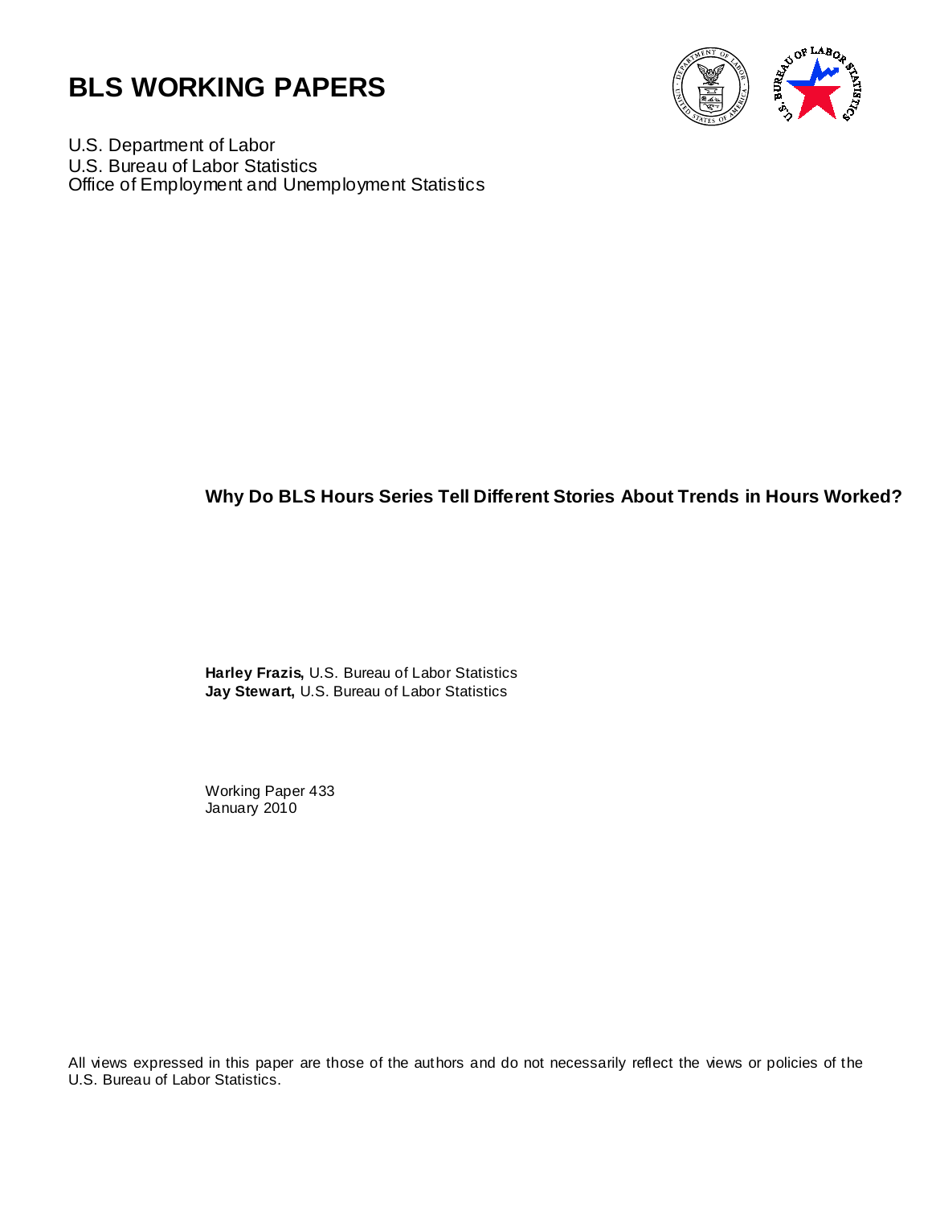# BLS WORKING PAPERS

U.S. Department of Labor
U.S. Bureau of Labor Statistics
Office of Employment and Unemployment Statistics

## Why Do BLS Hours Series Tell Different Stories About Trends in Hours Worked?

**Harley Frazis,** U.S. Bureau of Labor Statistics
**Jay Stewart,** U.S. Bureau of Labor Statistics

Working Paper 433
January 2010

All views expressed in this paper are those of the authors and do not necessarily reflect the views or policies of the U.S. Bureau of Labor Statistics.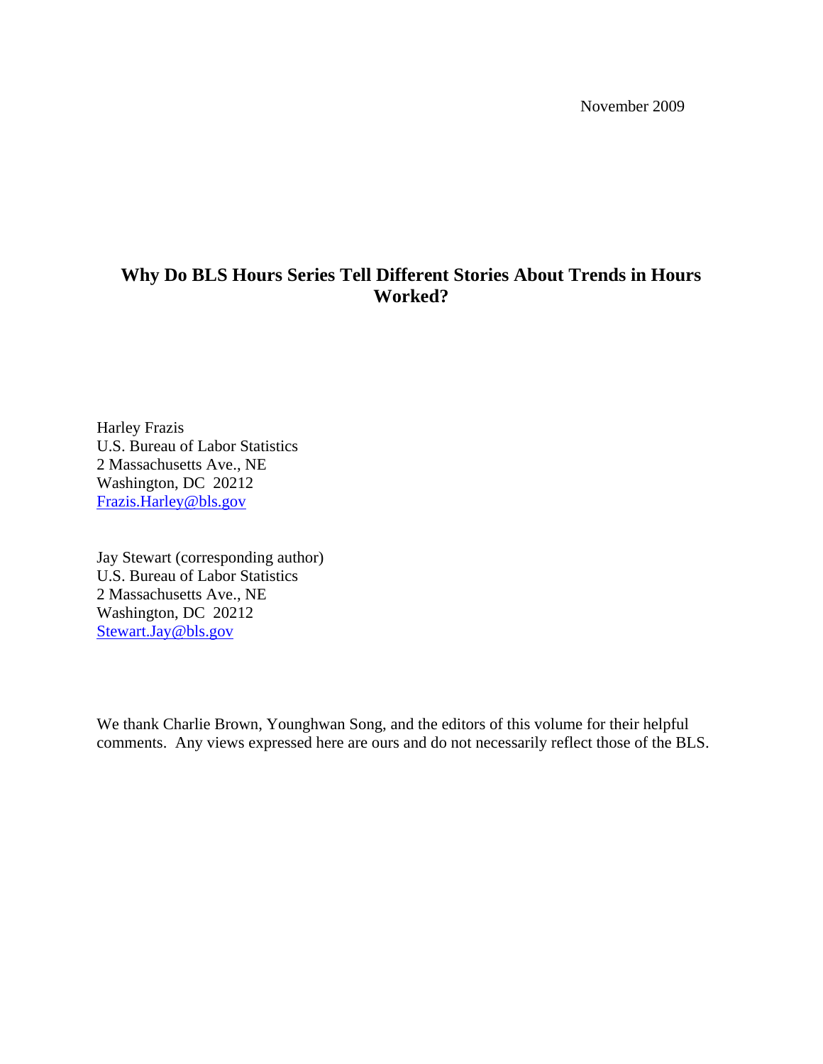November 2009

# Why Do BLS Hours Series Tell Different Stories About Trends in Hours Worked?

Harley Frazis
U.S. Bureau of Labor Statistics
2 Massachusetts Ave., NE
Washington, DC 20212
Frazis.Harley@bls.gov

Jay Stewart (corresponding author)
U.S. Bureau of Labor Statistics
2 Massachusetts Ave., NE
Washington, DC 20212
Stewart.Jay@bls.gov

We thank Charlie Brown, Younghwan Song, and the editors of this volume for their helpful comments. Any views expressed here are ours and do not necessarily reflect those of the BLS.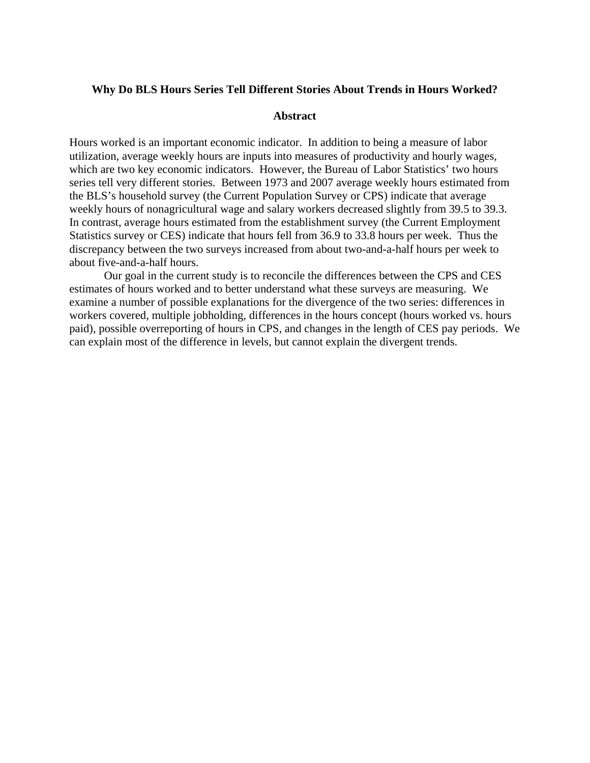**Why Do BLS Hours Series Tell Different Stories About Trends in Hours Worked?**

**Abstract**

Hours worked is an important economic indicator. In addition to being a measure of labor utilization, average weekly hours are inputs into measures of productivity and hourly wages, which are two key economic indicators. However, the Bureau of Labor Statistics' two hours series tell very different stories. Between 1973 and 2007 average weekly hours estimated from the BLS's household survey (the Current Population Survey or CPS) indicate that average weekly hours of nonagricultural wage and salary workers decreased slightly from 39.5 to 39.3. In contrast, average hours estimated from the establishment survey (the Current Employment Statistics survey or CES) indicate that hours fell from 36.9 to 33.8 hours per week. Thus the discrepancy between the two surveys increased from about two-and-a-half hours per week to about five-and-a-half hours.

Our goal in the current study is to reconcile the differences between the CPS and CES estimates of hours worked and to better understand what these surveys are measuring. We examine a number of possible explanations for the divergence of the two series: differences in workers covered, multiple jobholding, differences in the hours concept (hours worked vs. hours paid), possible overreporting of hours in CPS, and changes in the length of CES pay periods. We can explain most of the difference in levels, but cannot explain the divergent trends.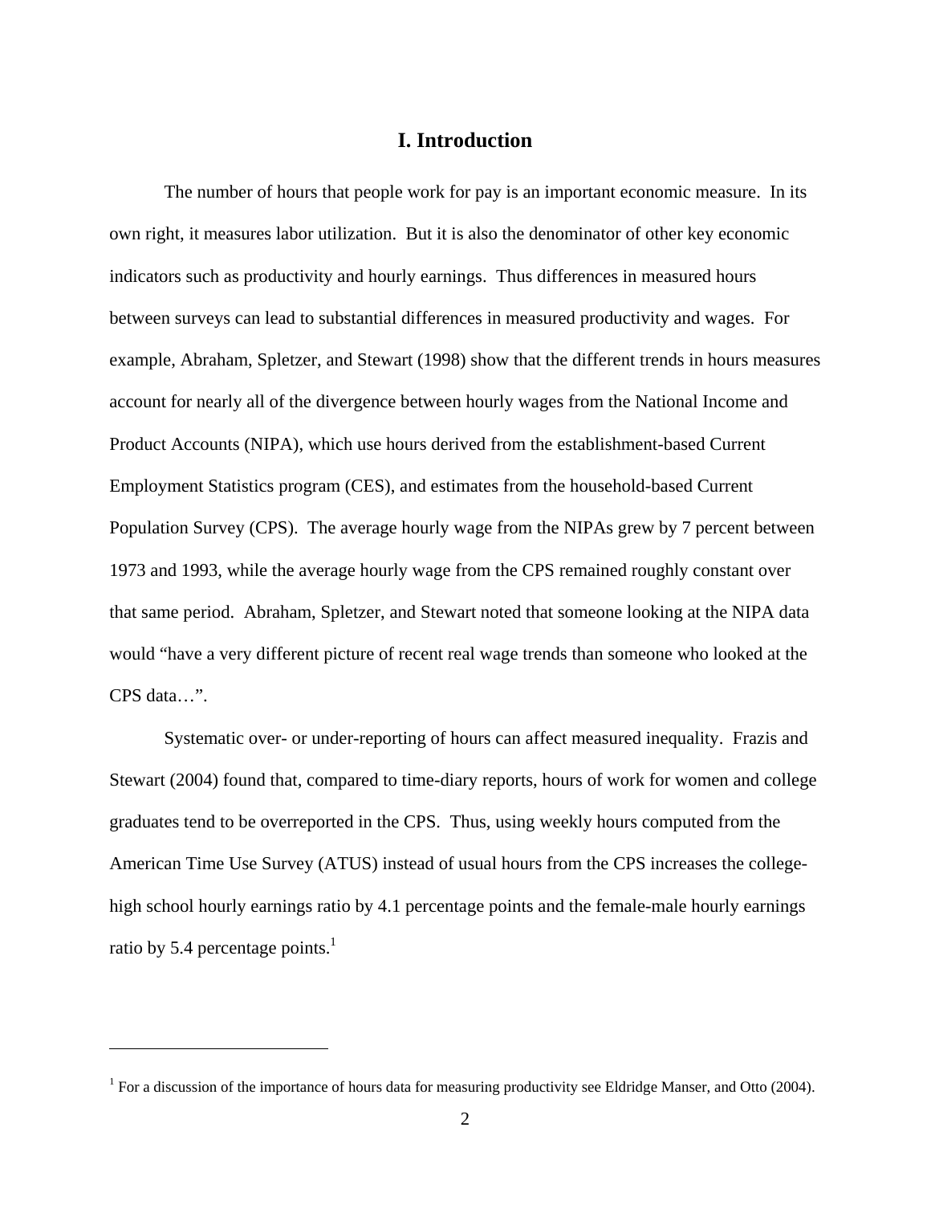# I. Introduction

The number of hours that people work for pay is an important economic measure. In its own right, it measures labor utilization. But it is also the denominator of other key economic indicators such as productivity and hourly earnings. Thus differences in measured hours between surveys can lead to substantial differences in measured productivity and wages. For example, Abraham, Spletzer, and Stewart (1998) show that the different trends in hours measures account for nearly all of the divergence between hourly wages from the National Income and Product Accounts (NIPA), which use hours derived from the establishment-based Current Employment Statistics program (CES), and estimates from the household-based Current Population Survey (CPS). The average hourly wage from the NIPAs grew by 7 percent between 1973 and 1993, while the average hourly wage from the CPS remained roughly constant over that same period. Abraham, Spletzer, and Stewart noted that someone looking at the NIPA data would "have a very different picture of recent real wage trends than someone who looked at the CPS data…".

Systematic over- or under-reporting of hours can affect measured inequality. Frazis and Stewart (2004) found that, compared to time-diary reports, hours of work for women and college graduates tend to be overreported in the CPS. Thus, using weekly hours computed from the American Time Use Survey (ATUS) instead of usual hours from the CPS increases the college-high school hourly earnings ratio by 4.1 percentage points and the female-male hourly earnings ratio by 5.4 percentage points.[1]

---

[1] For a discussion of the importance of hours data for measuring productivity see Eldridge Manser, and Otto (2004).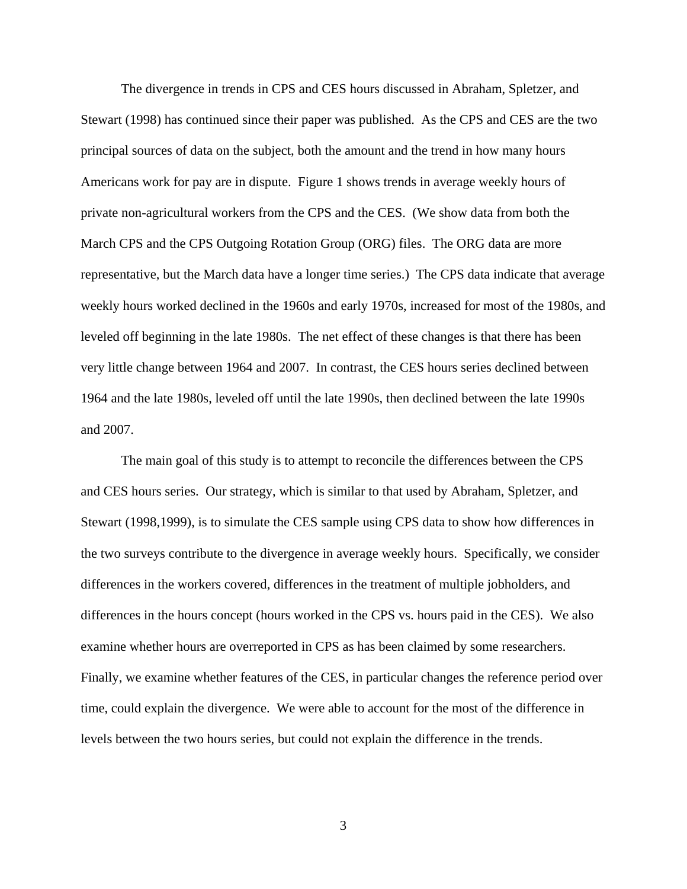The divergence in trends in CPS and CES hours discussed in Abraham, Spletzer, and Stewart (1998) has continued since their paper was published. As the CPS and CES are the two principal sources of data on the subject, both the amount and the trend in how many hours Americans work for pay are in dispute. Figure 1 shows trends in average weekly hours of private non-agricultural workers from the CPS and the CES. (We show data from both the March CPS and the CPS Outgoing Rotation Group (ORG) files. The ORG data are more representative, but the March data have a longer time series.) The CPS data indicate that average weekly hours worked declined in the 1960s and early 1970s, increased for most of the 1980s, and leveled off beginning in the late 1980s. The net effect of these changes is that there has been very little change between 1964 and 2007. In contrast, the CES hours series declined between 1964 and the late 1980s, leveled off until the late 1990s, then declined between the late 1990s and 2007.

The main goal of this study is to attempt to reconcile the differences between the CPS and CES hours series. Our strategy, which is similar to that used by Abraham, Spletzer, and Stewart (1998,1999), is to simulate the CES sample using CPS data to show how differences in the two surveys contribute to the divergence in average weekly hours. Specifically, we consider differences in the workers covered, differences in the treatment of multiple jobholders, and differences in the hours concept (hours worked in the CPS vs. hours paid in the CES). We also examine whether hours are overreported in CPS as has been claimed by some researchers. Finally, we examine whether features of the CES, in particular changes the reference period over time, could explain the divergence. We were able to account for the most of the difference in levels between the two hours series, but could not explain the difference in the trends.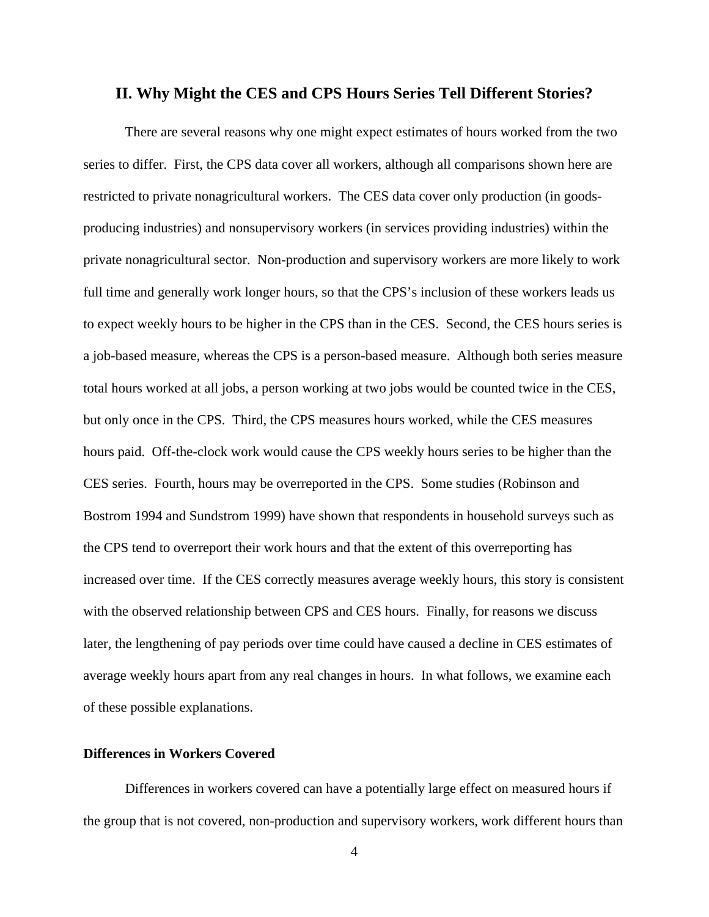## II. Why Might the CES and CPS Hours Series Tell Different Stories?

There are several reasons why one might expect estimates of hours worked from the two series to differ. First, the CPS data cover all workers, although all comparisons shown here are restricted to private nonagricultural workers. The CES data cover only production (in goods-producing industries) and nonsupervisory workers (in services providing industries) within the private nonagricultural sector. Non-production and supervisory workers are more likely to work full time and generally work longer hours, so that the CPS's inclusion of these workers leads us to expect weekly hours to be higher in the CPS than in the CES. Second, the CES hours series is a job-based measure, whereas the CPS is a person-based measure. Although both series measure total hours worked at all jobs, a person working at two jobs would be counted twice in the CES, but only once in the CPS. Third, the CPS measures hours worked, while the CES measures hours paid. Off-the-clock work would cause the CPS weekly hours series to be higher than the CES series. Fourth, hours may be overreported in the CPS. Some studies (Robinson and Bostrom 1994 and Sundstrom 1999) have shown that respondents in household surveys such as the CPS tend to overreport their work hours and that the extent of this overreporting has increased over time. If the CES correctly measures average weekly hours, this story is consistent with the observed relationship between CPS and CES hours. Finally, for reasons we discuss later, the lengthening of pay periods over time could have caused a decline in CES estimates of average weekly hours apart from any real changes in hours. In what follows, we examine each of these possible explanations.

### Differences in Workers Covered

Differences in workers covered can have a potentially large effect on measured hours if the group that is not covered, non-production and supervisory workers, work different hours than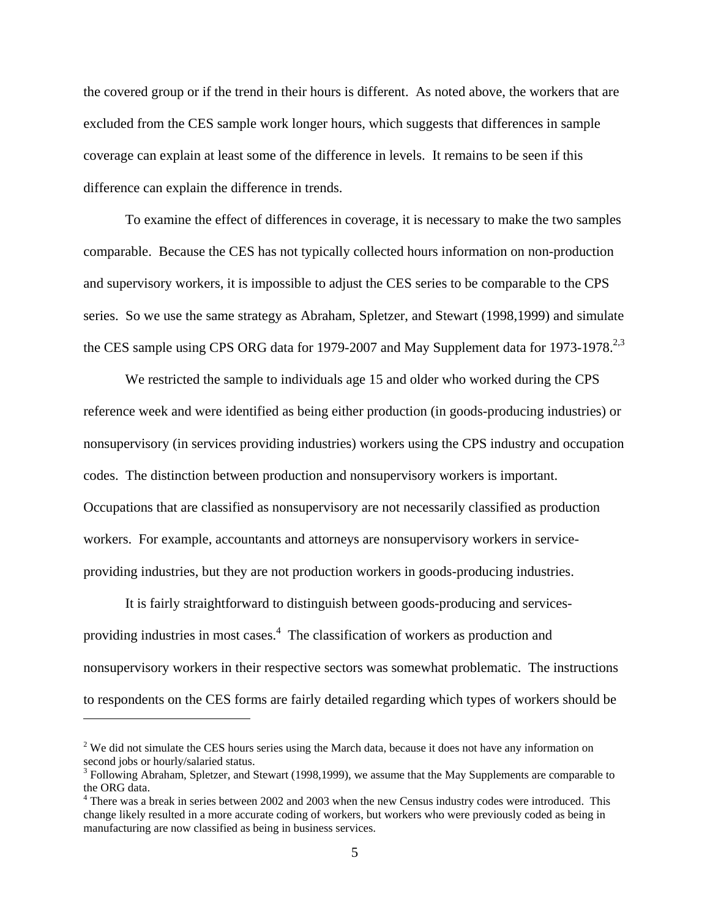the covered group or if the trend in their hours is different. As noted above, the workers that are excluded from the CES sample work longer hours, which suggests that differences in sample coverage can explain at least some of the difference in levels. It remains to be seen if this difference can explain the difference in trends.

To examine the effect of differences in coverage, it is necessary to make the two samples comparable. Because the CES has not typically collected hours information on non-production and supervisory workers, it is impossible to adjust the CES series to be comparable to the CPS series. So we use the same strategy as Abraham, Spletzer, and Stewart (1998,1999) and simulate the CES sample using CPS ORG data for 1979-2007 and May Supplement data for 1973-1978.[2,3]

We restricted the sample to individuals age 15 and older who worked during the CPS reference week and were identified as being either production (in goods-producing industries) or nonsupervisory (in services providing industries) workers using the CPS industry and occupation codes. The distinction between production and nonsupervisory workers is important. Occupations that are classified as nonsupervisory are not necessarily classified as production workers. For example, accountants and attorneys are nonsupervisory workers in service-providing industries, but they are not production workers in goods-producing industries.

It is fairly straightforward to distinguish between goods-producing and services-providing industries in most cases.[4] The classification of workers as production and nonsupervisory workers in their respective sectors was somewhat problematic. The instructions to respondents on the CES forms are fairly detailed regarding which types of workers should be

---

[2] We did not simulate the CES hours series using the March data, because it does not have any information on second jobs or hourly/salaried status.

[3] Following Abraham, Spletzer, and Stewart (1998,1999), we assume that the May Supplements are comparable to the ORG data.

[4] There was a break in series between 2002 and 2003 when the new Census industry codes were introduced. This change likely resulted in a more accurate coding of workers, but workers who were previously coded as being in manufacturing are now classified as being in business services.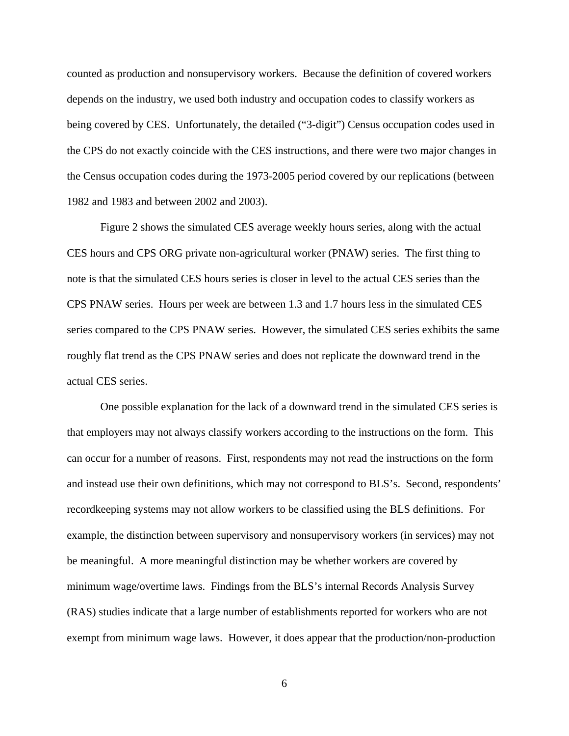counted as production and nonsupervisory workers. Because the definition of covered workers depends on the industry, we used both industry and occupation codes to classify workers as being covered by CES. Unfortunately, the detailed ("3-digit") Census occupation codes used in the CPS do not exactly coincide with the CES instructions, and there were two major changes in the Census occupation codes during the 1973-2005 period covered by our replications (between 1982 and 1983 and between 2002 and 2003).

Figure 2 shows the simulated CES average weekly hours series, along with the actual CES hours and CPS ORG private non-agricultural worker (PNAW) series. The first thing to note is that the simulated CES hours series is closer in level to the actual CES series than the CPS PNAW series. Hours per week are between 1.3 and 1.7 hours less in the simulated CES series compared to the CPS PNAW series. However, the simulated CES series exhibits the same roughly flat trend as the CPS PNAW series and does not replicate the downward trend in the actual CES series.

One possible explanation for the lack of a downward trend in the simulated CES series is that employers may not always classify workers according to the instructions on the form. This can occur for a number of reasons. First, respondents may not read the instructions on the form and instead use their own definitions, which may not correspond to BLS's. Second, respondents' recordkeeping systems may not allow workers to be classified using the BLS definitions. For example, the distinction between supervisory and nonsupervisory workers (in services) may not be meaningful. A more meaningful distinction may be whether workers are covered by minimum wage/overtime laws. Findings from the BLS's internal Records Analysis Survey (RAS) studies indicate that a large number of establishments reported for workers who are not exempt from minimum wage laws. However, it does appear that the production/non-production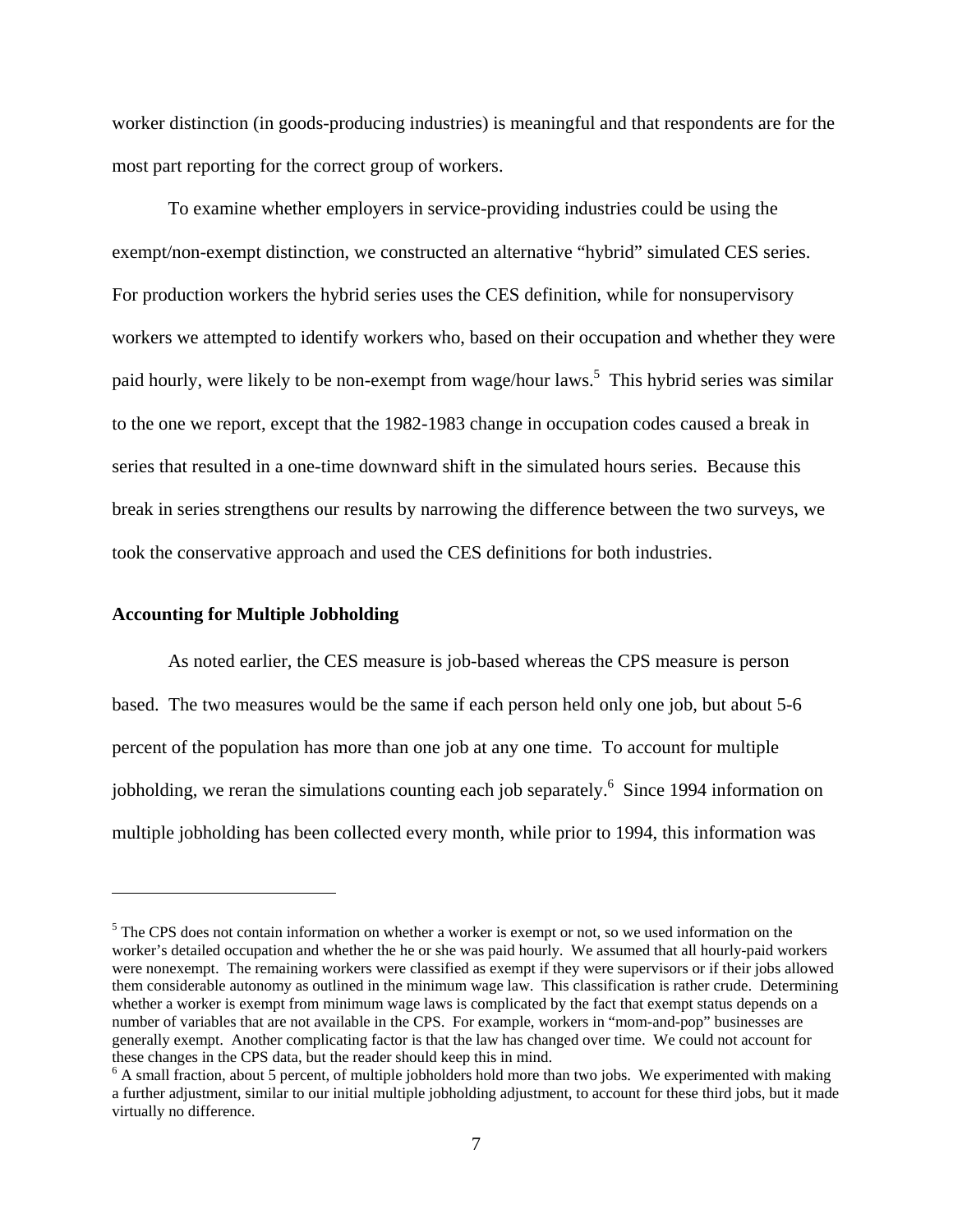worker distinction (in goods-producing industries) is meaningful and that respondents are for the most part reporting for the correct group of workers.

To examine whether employers in service-providing industries could be using the exempt/non-exempt distinction, we constructed an alternative "hybrid" simulated CES series. For production workers the hybrid series uses the CES definition, while for nonsupervisory workers we attempted to identify workers who, based on their occupation and whether they were paid hourly, were likely to be non-exempt from wage/hour laws.[5] This hybrid series was similar to the one we report, except that the 1982-1983 change in occupation codes caused a break in series that resulted in a one-time downward shift in the simulated hours series. Because this break in series strengthens our results by narrowing the difference between the two surveys, we took the conservative approach and used the CES definitions for both industries.

### Accounting for Multiple Jobholding

As noted earlier, the CES measure is job-based whereas the CPS measure is person based. The two measures would be the same if each person held only one job, but about 5-6 percent of the population has more than one job at any one time. To account for multiple jobholding, we reran the simulations counting each job separately.[6] Since 1994 information on multiple jobholding has been collected every month, while prior to 1994, this information was

---

[5] The CPS does not contain information on whether a worker is exempt or not, so we used information on the worker's detailed occupation and whether the he or she was paid hourly. We assumed that all hourly-paid workers were nonexempt. The remaining workers were classified as exempt if they were supervisors or if their jobs allowed them considerable autonomy as outlined in the minimum wage law. This classification is rather crude. Determining whether a worker is exempt from minimum wage laws is complicated by the fact that exempt status depends on a number of variables that are not available in the CPS. For example, workers in "mom-and-pop" businesses are generally exempt. Another complicating factor is that the law has changed over time. We could not account for these changes in the CPS data, but the reader should keep this in mind.

[6] A small fraction, about 5 percent, of multiple jobholders hold more than two jobs. We experimented with making a further adjustment, similar to our initial multiple jobholding adjustment, to account for these third jobs, but it made virtually no difference.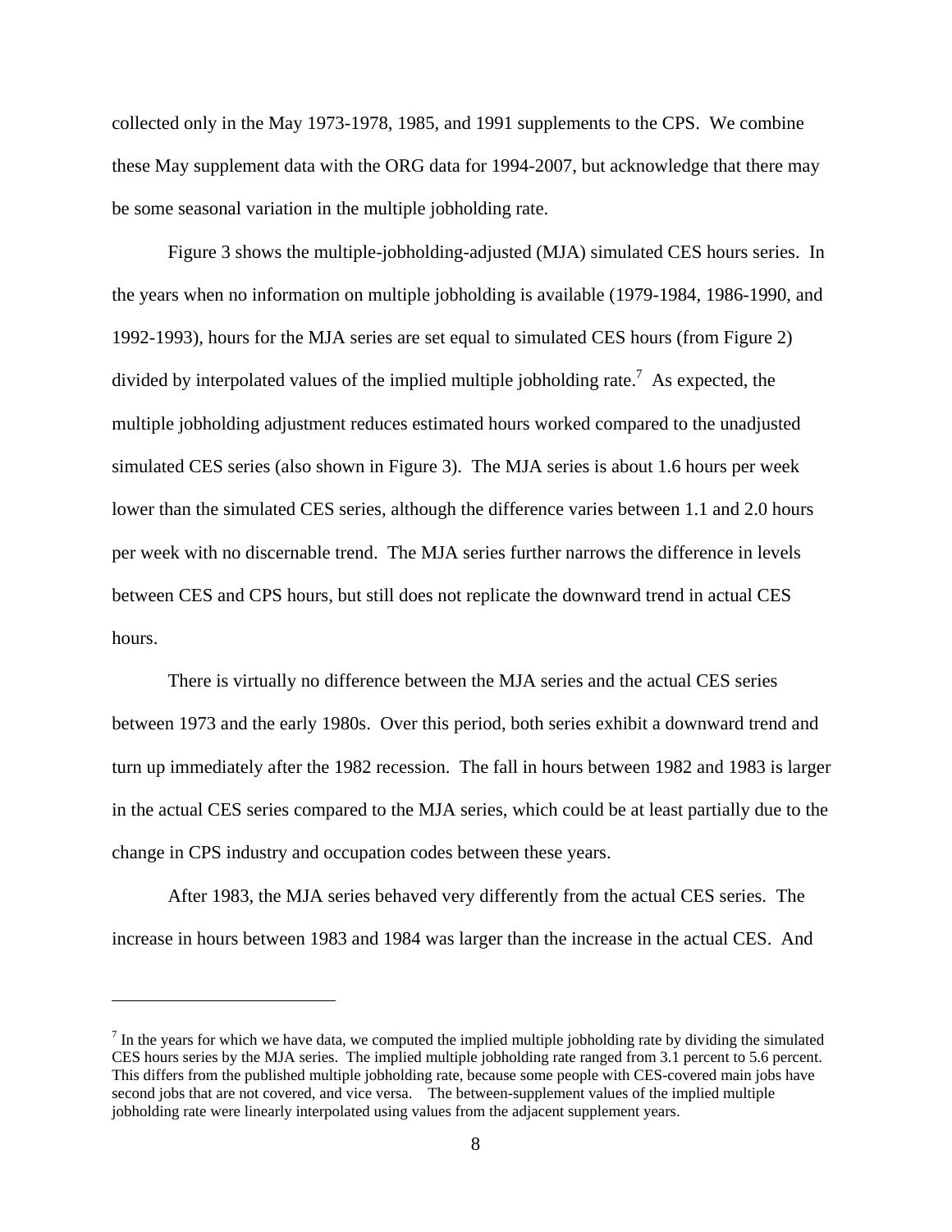collected only in the May 1973-1978, 1985, and 1991 supplements to the CPS. We combine these May supplement data with the ORG data for 1994-2007, but acknowledge that there may be some seasonal variation in the multiple jobholding rate.

Figure 3 shows the multiple-jobholding-adjusted (MJA) simulated CES hours series. In the years when no information on multiple jobholding is available (1979-1984, 1986-1990, and 1992-1993), hours for the MJA series are set equal to simulated CES hours (from Figure 2) divided by interpolated values of the implied multiple jobholding rate.[7] As expected, the multiple jobholding adjustment reduces estimated hours worked compared to the unadjusted simulated CES series (also shown in Figure 3). The MJA series is about 1.6 hours per week lower than the simulated CES series, although the difference varies between 1.1 and 2.0 hours per week with no discernable trend. The MJA series further narrows the difference in levels between CES and CPS hours, but still does not replicate the downward trend in actual CES hours.

There is virtually no difference between the MJA series and the actual CES series between 1973 and the early 1980s. Over this period, both series exhibit a downward trend and turn up immediately after the 1982 recession. The fall in hours between 1982 and 1983 is larger in the actual CES series compared to the MJA series, which could be at least partially due to the change in CPS industry and occupation codes between these years.

After 1983, the MJA series behaved very differently from the actual CES series. The increase in hours between 1983 and 1984 was larger than the increase in the actual CES. And

[7] In the years for which we have data, we computed the implied multiple jobholding rate by dividing the simulated CES hours series by the MJA series. The implied multiple jobholding rate ranged from 3.1 percent to 5.6 percent. This differs from the published multiple jobholding rate, because some people with CES-covered main jobs have second jobs that are not covered, and vice versa. The between-supplement values of the implied multiple jobholding rate were linearly interpolated using values from the adjacent supplement years.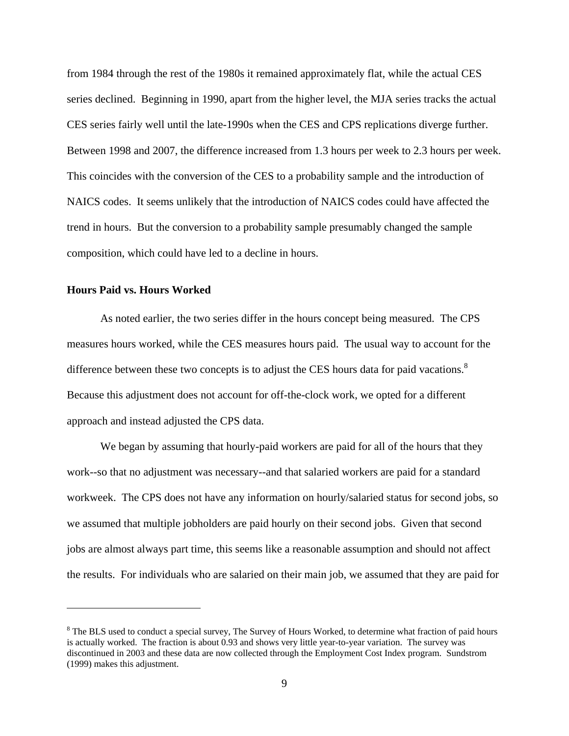from 1984 through the rest of the 1980s it remained approximately flat, while the actual CES series declined. Beginning in 1990, apart from the higher level, the MJA series tracks the actual CES series fairly well until the late-1990s when the CES and CPS replications diverge further. Between 1998 and 2007, the difference increased from 1.3 hours per week to 2.3 hours per week. This coincides with the conversion of the CES to a probability sample and the introduction of NAICS codes. It seems unlikely that the introduction of NAICS codes could have affected the trend in hours. But the conversion to a probability sample presumably changed the sample composition, which could have led to a decline in hours.

**Hours Paid vs. Hours Worked**

As noted earlier, the two series differ in the hours concept being measured. The CPS measures hours worked, while the CES measures hours paid. The usual way to account for the difference between these two concepts is to adjust the CES hours data for paid vacations.[8] Because this adjustment does not account for off-the-clock work, we opted for a different approach and instead adjusted the CPS data.

We began by assuming that hourly-paid workers are paid for all of the hours that they work--so that no adjustment was necessary--and that salaried workers are paid for a standard workweek. The CPS does not have any information on hourly/salaried status for second jobs, so we assumed that multiple jobholders are paid hourly on their second jobs. Given that second jobs are almost always part time, this seems like a reasonable assumption and should not affect the results. For individuals who are salaried on their main job, we assumed that they are paid for

[8] The BLS used to conduct a special survey, The Survey of Hours Worked, to determine what fraction of paid hours is actually worked. The fraction is about 0.93 and shows very little year-to-year variation. The survey was discontinued in 2003 and these data are now collected through the Employment Cost Index program. Sundstrom (1999) makes this adjustment.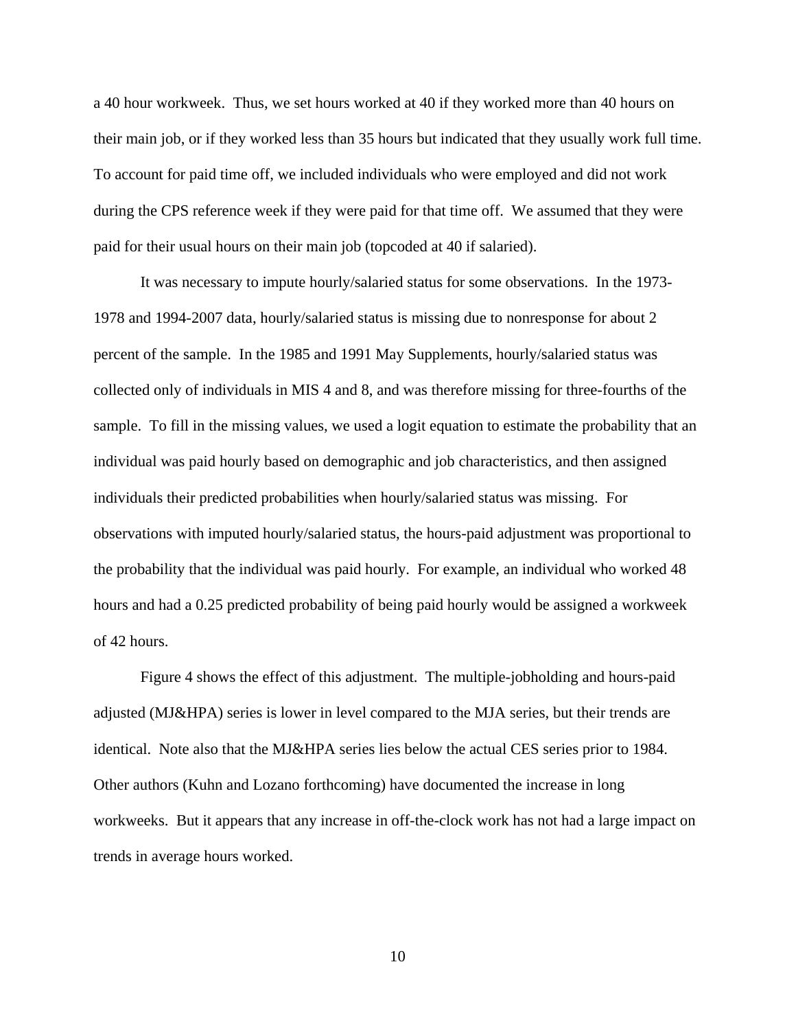a 40 hour workweek. Thus, we set hours worked at 40 if they worked more than 40 hours on their main job, or if they worked less than 35 hours but indicated that they usually work full time. To account for paid time off, we included individuals who were employed and did not work during the CPS reference week if they were paid for that time off. We assumed that they were paid for their usual hours on their main job (topcoded at 40 if salaried).

It was necessary to impute hourly/salaried status for some observations. In the 1973-1978 and 1994-2007 data, hourly/salaried status is missing due to nonresponse for about 2 percent of the sample. In the 1985 and 1991 May Supplements, hourly/salaried status was collected only of individuals in MIS 4 and 8, and was therefore missing for three-fourths of the sample. To fill in the missing values, we used a logit equation to estimate the probability that an individual was paid hourly based on demographic and job characteristics, and then assigned individuals their predicted probabilities when hourly/salaried status was missing. For observations with imputed hourly/salaried status, the hours-paid adjustment was proportional to the probability that the individual was paid hourly. For example, an individual who worked 48 hours and had a 0.25 predicted probability of being paid hourly would be assigned a workweek of 42 hours.

Figure 4 shows the effect of this adjustment. The multiple-jobholding and hours-paid adjusted (MJ&HPA) series is lower in level compared to the MJA series, but their trends are identical. Note also that the MJ&HPA series lies below the actual CES series prior to 1984. Other authors (Kuhn and Lozano forthcoming) have documented the increase in long workweeks. But it appears that any increase in off-the-clock work has not had a large impact on trends in average hours worked.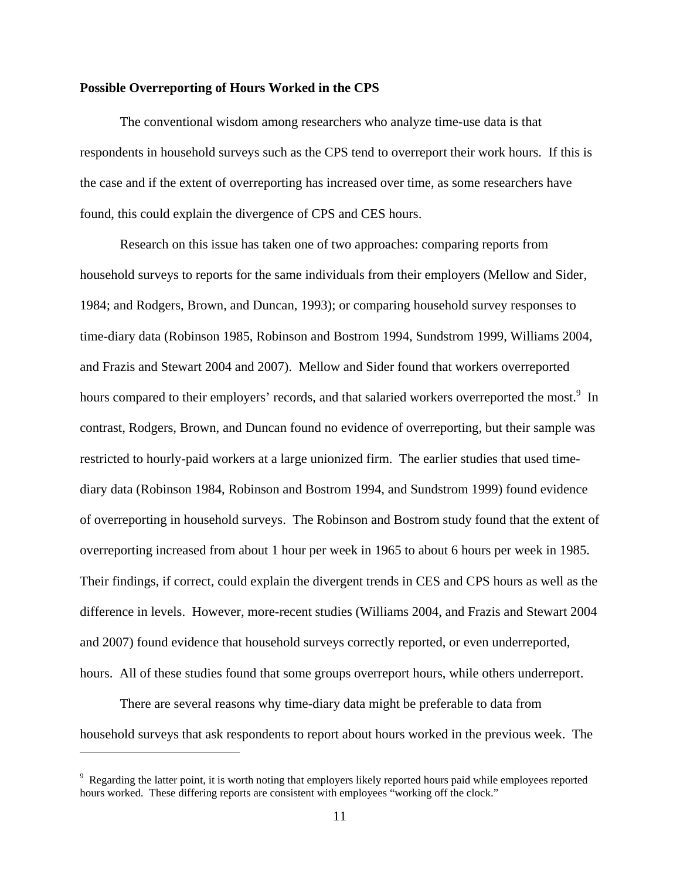**Possible Overreporting of Hours Worked in the CPS**

The conventional wisdom among researchers who analyze time-use data is that respondents in household surveys such as the CPS tend to overreport their work hours. If this is the case and if the extent of overreporting has increased over time, as some researchers have found, this could explain the divergence of CPS and CES hours.

Research on this issue has taken one of two approaches: comparing reports from household surveys to reports for the same individuals from their employers (Mellow and Sider, 1984; and Rodgers, Brown, and Duncan, 1993); or comparing household survey responses to time-diary data (Robinson 1985, Robinson and Bostrom 1994, Sundstrom 1999, Williams 2004, and Frazis and Stewart 2004 and 2007). Mellow and Sider found that workers overreported hours compared to their employers' records, and that salaried workers overreported the most.[9] In contrast, Rodgers, Brown, and Duncan found no evidence of overreporting, but their sample was restricted to hourly-paid workers at a large unionized firm. The earlier studies that used time-diary data (Robinson 1984, Robinson and Bostrom 1994, and Sundstrom 1999) found evidence of overreporting in household surveys. The Robinson and Bostrom study found that the extent of overreporting increased from about 1 hour per week in 1965 to about 6 hours per week in 1985. Their findings, if correct, could explain the divergent trends in CES and CPS hours as well as the difference in levels. However, more-recent studies (Williams 2004, and Frazis and Stewart 2004 and 2007) found evidence that household surveys correctly reported, or even underreported, hours. All of these studies found that some groups overreport hours, while others underreport.

There are several reasons why time-diary data might be preferable to data from household surveys that ask respondents to report about hours worked in the previous week. The

---

[9] Regarding the latter point, it is worth noting that employers likely reported hours paid while employees reported hours worked. These differing reports are consistent with employees "working off the clock."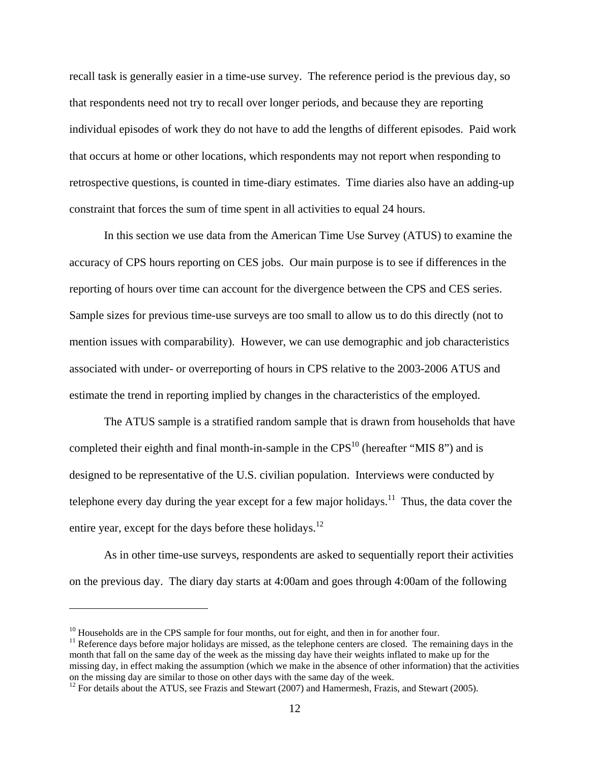recall task is generally easier in a time-use survey. The reference period is the previous day, so that respondents need not try to recall over longer periods, and because they are reporting individual episodes of work they do not have to add the lengths of different episodes. Paid work that occurs at home or other locations, which respondents may not report when responding to retrospective questions, is counted in time-diary estimates. Time diaries also have an adding-up constraint that forces the sum of time spent in all activities to equal 24 hours.

In this section we use data from the American Time Use Survey (ATUS) to examine the accuracy of CPS hours reporting on CES jobs. Our main purpose is to see if differences in the reporting of hours over time can account for the divergence between the CPS and CES series. Sample sizes for previous time-use surveys are too small to allow us to do this directly (not to mention issues with comparability). However, we can use demographic and job characteristics associated with under- or overreporting of hours in CPS relative to the 2003-2006 ATUS and estimate the trend in reporting implied by changes in the characteristics of the employed.

The ATUS sample is a stratified random sample that is drawn from households that have completed their eighth and final month-in-sample in the CPS[10] (hereafter "MIS 8") and is designed to be representative of the U.S. civilian population. Interviews were conducted by telephone every day during the year except for a few major holidays.[11] Thus, the data cover the entire year, except for the days before these holidays.[12]

As in other time-use surveys, respondents are asked to sequentially report their activities on the previous day. The diary day starts at 4:00am and goes through 4:00am of the following

---

[10] Households are in the CPS sample for four months, out for eight, and then in for another four.

[11] Reference days before major holidays are missed, as the telephone centers are closed. The remaining days in the month that fall on the same day of the week as the missing day have their weights inflated to make up for the missing day, in effect making the assumption (which we make in the absence of other information) that the activities on the missing day are similar to those on other days with the same day of the week.

[12] For details about the ATUS, see Frazis and Stewart (2007) and Hamermesh, Frazis, and Stewart (2005).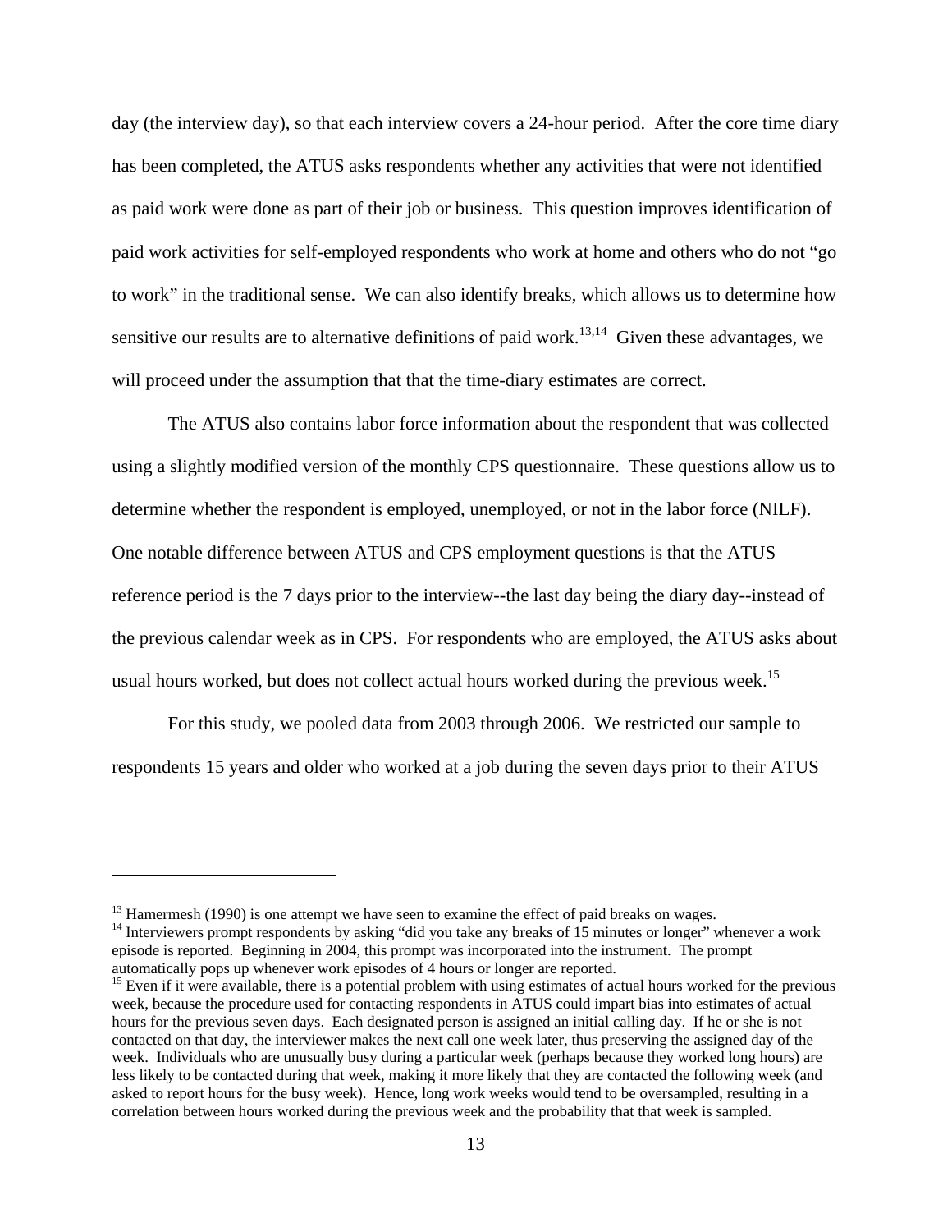day (the interview day), so that each interview covers a 24-hour period. After the core time diary has been completed, the ATUS asks respondents whether any activities that were not identified as paid work were done as part of their job or business. This question improves identification of paid work activities for self-employed respondents who work at home and others who do not "go to work" in the traditional sense. We can also identify breaks, which allows us to determine how sensitive our results are to alternative definitions of paid work.[13,14] Given these advantages, we will proceed under the assumption that that the time-diary estimates are correct.

The ATUS also contains labor force information about the respondent that was collected using a slightly modified version of the monthly CPS questionnaire. These questions allow us to determine whether the respondent is employed, unemployed, or not in the labor force (NILF). One notable difference between ATUS and CPS employment questions is that the ATUS reference period is the 7 days prior to the interview--the last day being the diary day--instead of the previous calendar week as in CPS. For respondents who are employed, the ATUS asks about usual hours worked, but does not collect actual hours worked during the previous week.[15]

For this study, we pooled data from 2003 through 2006. We restricted our sample to respondents 15 years and older who worked at a job during the seven days prior to their ATUS

---

[13] Hamermesh (1990) is one attempt we have seen to examine the effect of paid breaks on wages.

[14] Interviewers prompt respondents by asking "did you take any breaks of 15 minutes or longer" whenever a work episode is reported. Beginning in 2004, this prompt was incorporated into the instrument. The prompt automatically pops up whenever work episodes of 4 hours or longer are reported.

[15] Even if it were available, there is a potential problem with using estimates of actual hours worked for the previous week, because the procedure used for contacting respondents in ATUS could impart bias into estimates of actual hours for the previous seven days. Each designated person is assigned an initial calling day. If he or she is not contacted on that day, the interviewer makes the next call one week later, thus preserving the assigned day of the week. Individuals who are unusually busy during a particular week (perhaps because they worked long hours) are less likely to be contacted during that week, making it more likely that they are contacted the following week (and asked to report hours for the busy week). Hence, long work weeks would tend to be oversampled, resulting in a correlation between hours worked during the previous week and the probability that that week is sampled.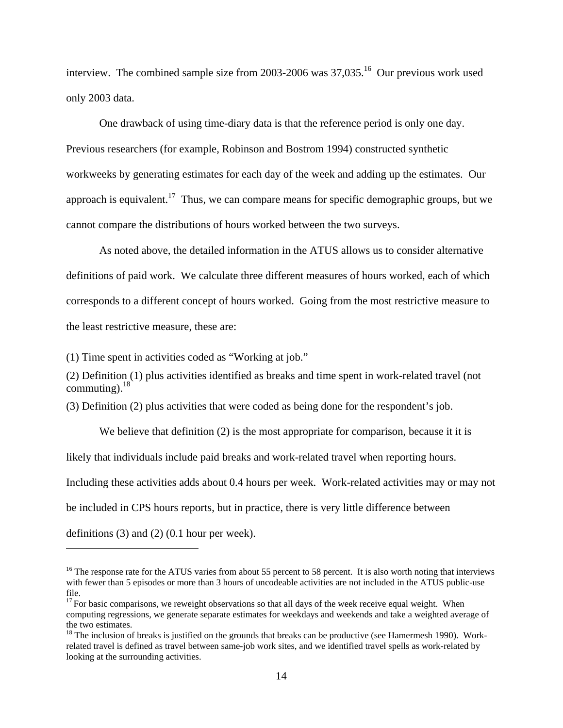interview. The combined sample size from 2003-2006 was 37,035.[16] Our previous work used only 2003 data.

One drawback of using time-diary data is that the reference period is only one day. Previous researchers (for example, Robinson and Bostrom 1994) constructed synthetic workweeks by generating estimates for each day of the week and adding up the estimates. Our approach is equivalent.[17] Thus, we can compare means for specific demographic groups, but we cannot compare the distributions of hours worked between the two surveys.

As noted above, the detailed information in the ATUS allows us to consider alternative definitions of paid work. We calculate three different measures of hours worked, each of which corresponds to a different concept of hours worked. Going from the most restrictive measure to the least restrictive measure, these are:

(1) Time spent in activities coded as "Working at job."

(2) Definition (1) plus activities identified as breaks and time spent in work-related travel (not commuting).[18]

(3) Definition (2) plus activities that were coded as being done for the respondent's job.

We believe that definition (2) is the most appropriate for comparison, because it it is likely that individuals include paid breaks and work-related travel when reporting hours. Including these activities adds about 0.4 hours per week. Work-related activities may or may not be included in CPS hours reports, but in practice, there is very little difference between definitions (3) and (2) (0.1 hour per week).

---

[16] The response rate for the ATUS varies from about 55 percent to 58 percent. It is also worth noting that interviews with fewer than 5 episodes or more than 3 hours of uncodeable activities are not included in the ATUS public-use file.

[17] For basic comparisons, we reweight observations so that all days of the week receive equal weight. When computing regressions, we generate separate estimates for weekdays and weekends and take a weighted average of the two estimates.

[18] The inclusion of breaks is justified on the grounds that breaks can be productive (see Hamermesh 1990). Work-related travel is defined as travel between same-job work sites, and we identified travel spells as work-related by looking at the surrounding activities.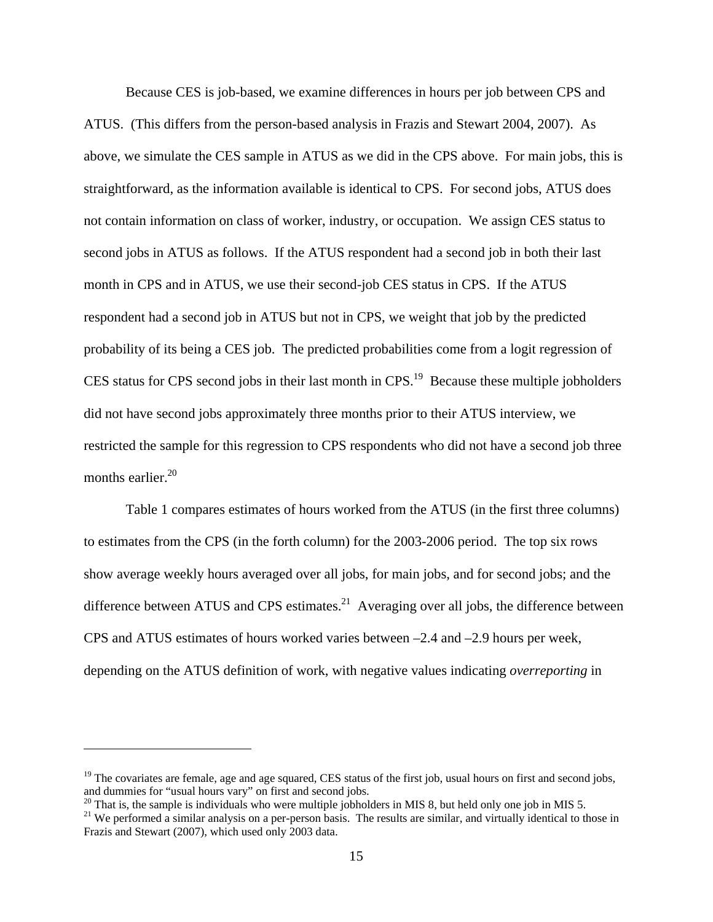Because CES is job-based, we examine differences in hours per job between CPS and ATUS. (This differs from the person-based analysis in Frazis and Stewart 2004, 2007). As above, we simulate the CES sample in ATUS as we did in the CPS above. For main jobs, this is straightforward, as the information available is identical to CPS. For second jobs, ATUS does not contain information on class of worker, industry, or occupation. We assign CES status to second jobs in ATUS as follows. If the ATUS respondent had a second job in both their last month in CPS and in ATUS, we use their second-job CES status in CPS. If the ATUS respondent had a second job in ATUS but not in CPS, we weight that job by the predicted probability of its being a CES job. The predicted probabilities come from a logit regression of CES status for CPS second jobs in their last month in CPS.[19] Because these multiple jobholders did not have second jobs approximately three months prior to their ATUS interview, we restricted the sample for this regression to CPS respondents who did not have a second job three months earlier.[20]

Table 1 compares estimates of hours worked from the ATUS (in the first three columns) to estimates from the CPS (in the forth column) for the 2003-2006 period. The top six rows show average weekly hours averaged over all jobs, for main jobs, and for second jobs; and the difference between ATUS and CPS estimates.[21] Averaging over all jobs, the difference between CPS and ATUS estimates of hours worked varies between –2.4 and –2.9 hours per week, depending on the ATUS definition of work, with negative values indicating *overreporting* in

---

[19] The covariates are female, age and age squared, CES status of the first job, usual hours on first and second jobs, and dummies for "usual hours vary" on first and second jobs.

[20] That is, the sample is individuals who were multiple jobholders in MIS 8, but held only one job in MIS 5.

[21] We performed a similar analysis on a per-person basis. The results are similar, and virtually identical to those in Frazis and Stewart (2007), which used only 2003 data.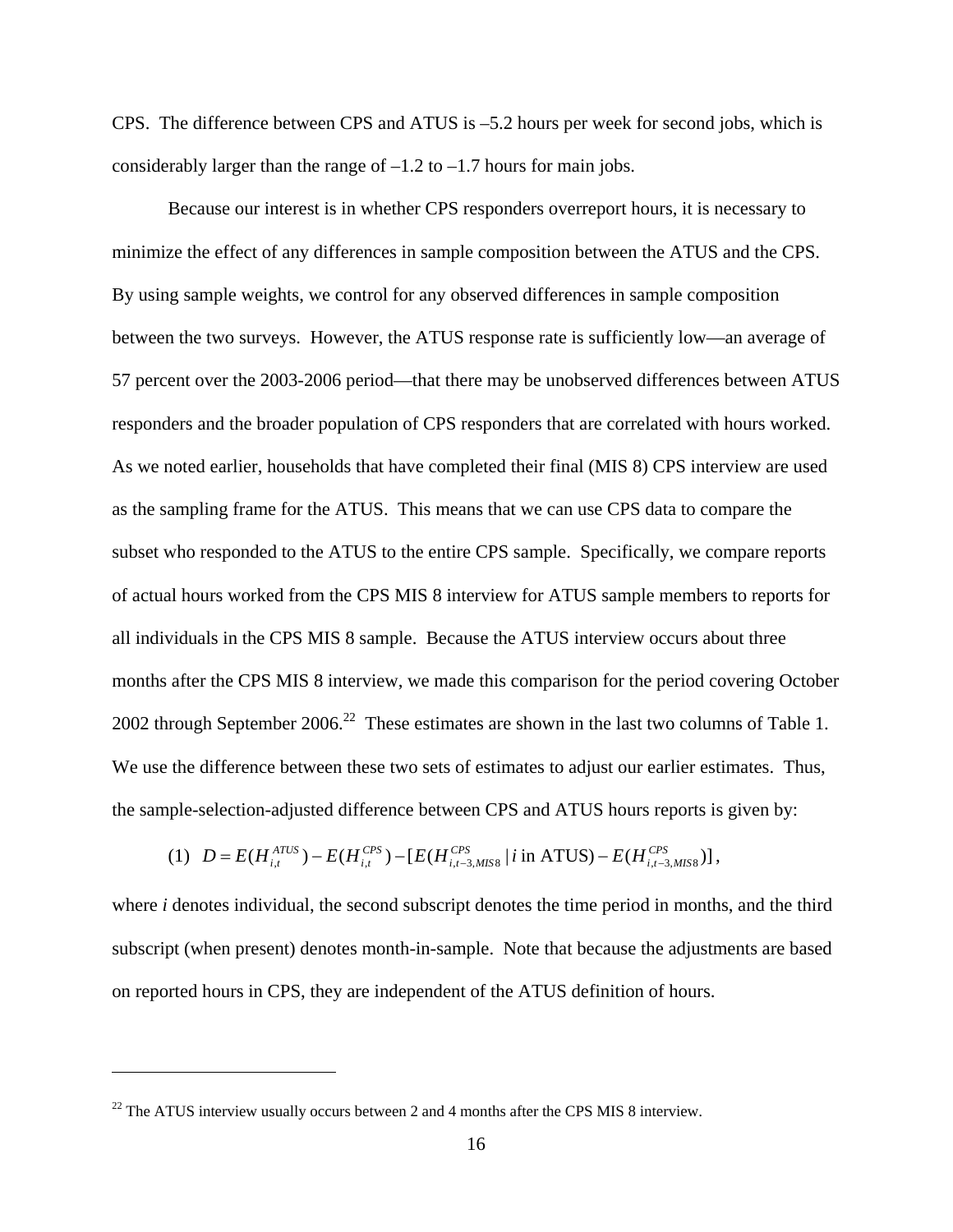CPS. The difference between CPS and ATUS is –5.2 hours per week for second jobs, which is considerably larger than the range of –1.2 to –1.7 hours for main jobs.

Because our interest is in whether CPS responders overreport hours, it is necessary to minimize the effect of any differences in sample composition between the ATUS and the CPS. By using sample weights, we control for any observed differences in sample composition between the two surveys. However, the ATUS response rate is sufficiently low—an average of 57 percent over the 2003-2006 period—that there may be unobserved differences between ATUS responders and the broader population of CPS responders that are correlated with hours worked. As we noted earlier, households that have completed their final (MIS 8) CPS interview are used as the sampling frame for the ATUS. This means that we can use CPS data to compare the subset who responded to the ATUS to the entire CPS sample. Specifically, we compare reports of actual hours worked from the CPS MIS 8 interview for ATUS sample members to reports for all individuals in the CPS MIS 8 sample. Because the ATUS interview occurs about three months after the CPS MIS 8 interview, we made this comparison for the period covering October 2002 through September 2006.[22] These estimates are shown in the last two columns of Table 1. We use the difference between these two sets of estimates to adjust our earlier estimates. Thus, the sample-selection-adjusted difference between CPS and ATUS hours reports is given by:

$$(1)\quad D = E(H_{i,t}^{ATUS}) - E(H_{i,t}^{CPS}) - [E(H_{i,t-3,MIS8}^{CPS} \mid i \text{ in ATUS}) - E(H_{i,t-3,MIS8}^{CPS})],$$

where $i$ denotes individual, the second subscript denotes the time period in months, and the third subscript (when present) denotes month-in-sample. Note that because the adjustments are based on reported hours in CPS, they are independent of the ATUS definition of hours.

[22] The ATUS interview usually occurs between 2 and 4 months after the CPS MIS 8 interview.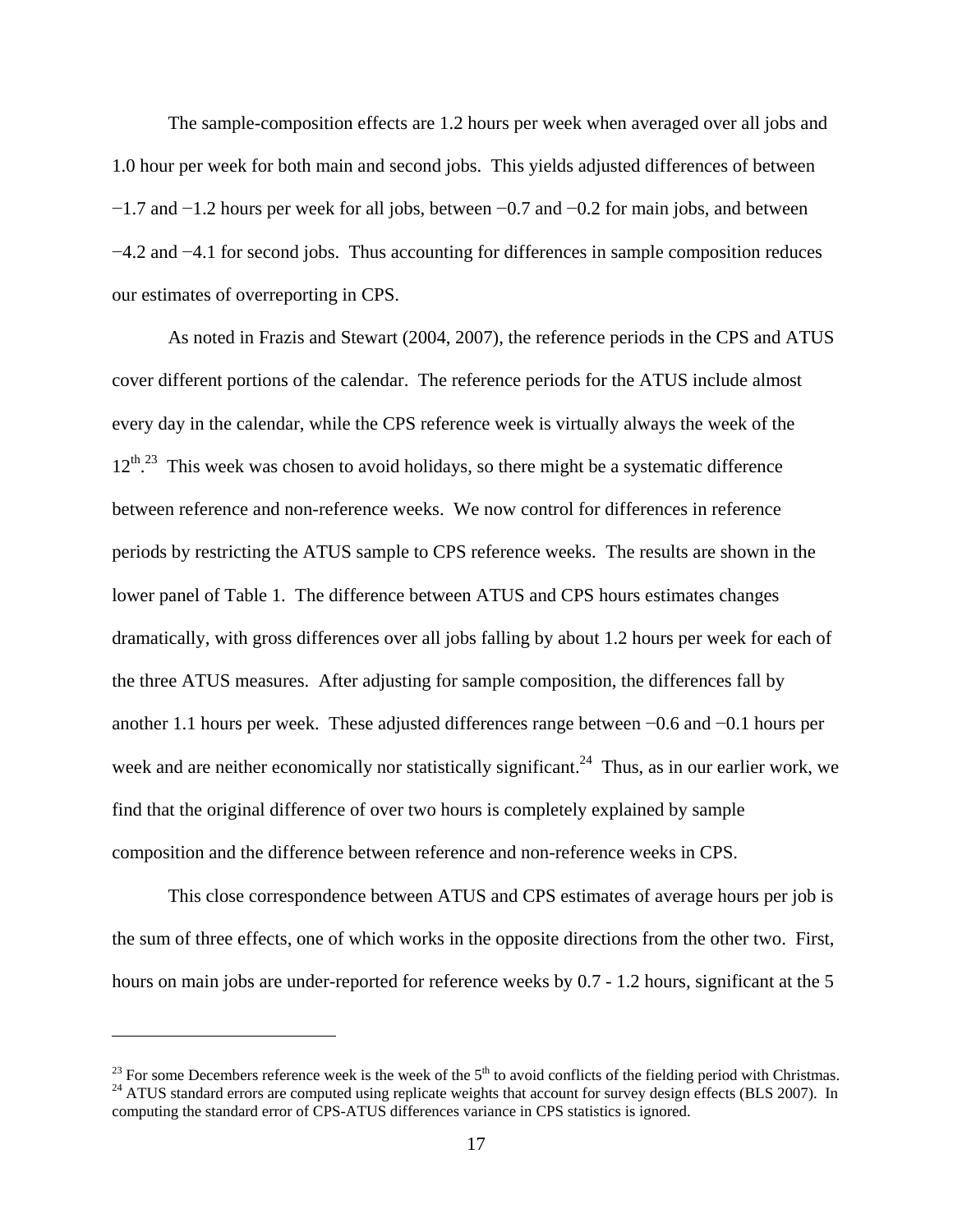The sample-composition effects are 1.2 hours per week when averaged over all jobs and 1.0 hour per week for both main and second jobs. This yields adjusted differences of between −1.7 and −1.2 hours per week for all jobs, between −0.7 and −0.2 for main jobs, and between −4.2 and −4.1 for second jobs. Thus accounting for differences in sample composition reduces our estimates of overreporting in CPS.

As noted in Frazis and Stewart (2004, 2007), the reference periods in the CPS and ATUS cover different portions of the calendar. The reference periods for the ATUS include almost every day in the calendar, while the CPS reference week is virtually always the week of the 12th.[23] This week was chosen to avoid holidays, so there might be a systematic difference between reference and non-reference weeks. We now control for differences in reference periods by restricting the ATUS sample to CPS reference weeks. The results are shown in the lower panel of Table 1. The difference between ATUS and CPS hours estimates changes dramatically, with gross differences over all jobs falling by about 1.2 hours per week for each of the three ATUS measures. After adjusting for sample composition, the differences fall by another 1.1 hours per week. These adjusted differences range between −0.6 and −0.1 hours per week and are neither economically nor statistically significant.[24] Thus, as in our earlier work, we find that the original difference of over two hours is completely explained by sample composition and the difference between reference and non-reference weeks in CPS.

This close correspondence between ATUS and CPS estimates of average hours per job is the sum of three effects, one of which works in the opposite directions from the other two. First, hours on main jobs are under-reported for reference weeks by 0.7 - 1.2 hours, significant at the 5

---

[23] For some Decembers reference week is the week of the 5th to avoid conflicts of the fielding period with Christmas.

[24] ATUS standard errors are computed using replicate weights that account for survey design effects (BLS 2007). In computing the standard error of CPS-ATUS differences variance in CPS statistics is ignored.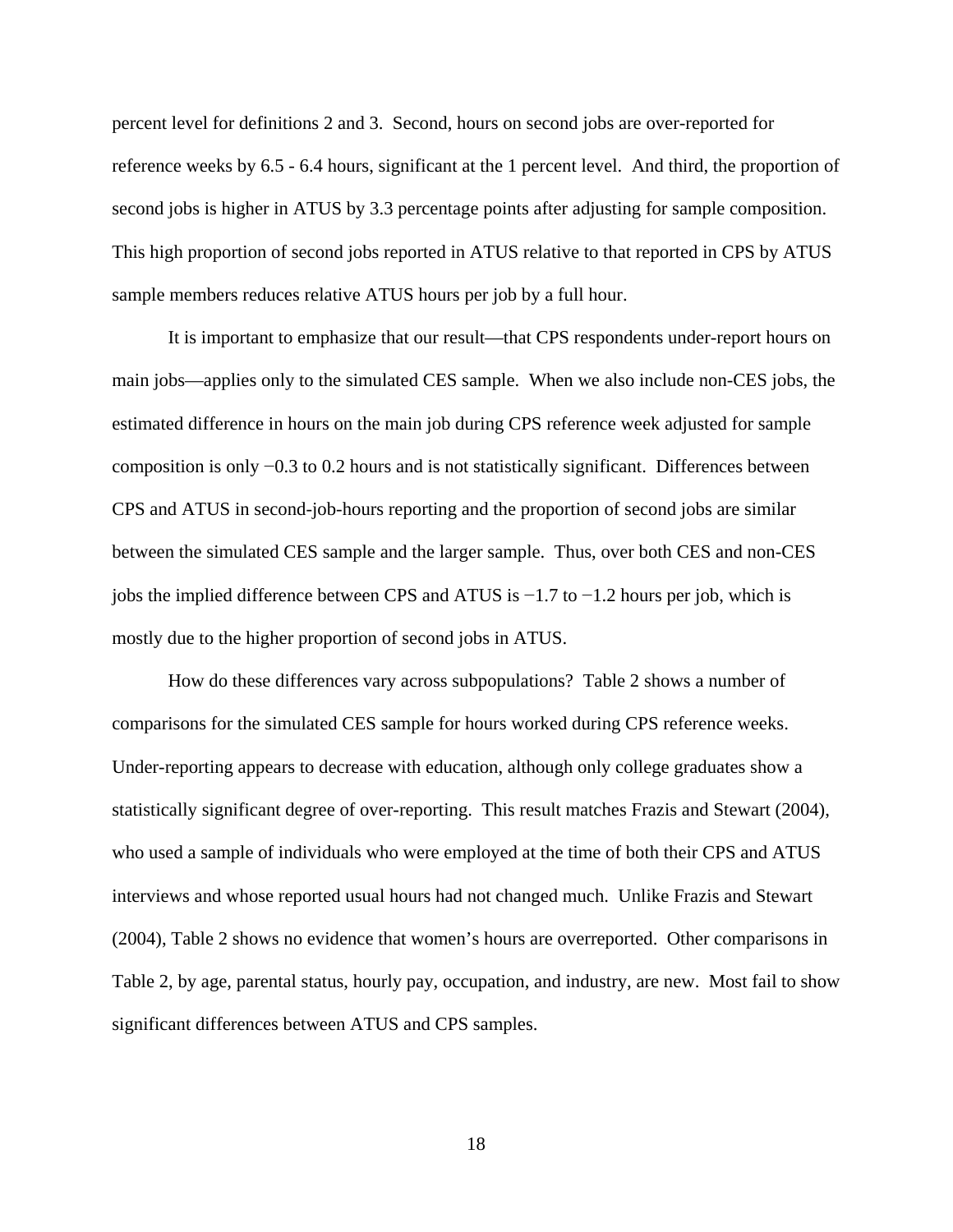percent level for definitions 2 and 3. Second, hours on second jobs are over-reported for reference weeks by 6.5 - 6.4 hours, significant at the 1 percent level. And third, the proportion of second jobs is higher in ATUS by 3.3 percentage points after adjusting for sample composition. This high proportion of second jobs reported in ATUS relative to that reported in CPS by ATUS sample members reduces relative ATUS hours per job by a full hour.

It is important to emphasize that our result—that CPS respondents under-report hours on main jobs—applies only to the simulated CES sample. When we also include non-CES jobs, the estimated difference in hours on the main job during CPS reference week adjusted for sample composition is only −0.3 to 0.2 hours and is not statistically significant. Differences between CPS and ATUS in second-job-hours reporting and the proportion of second jobs are similar between the simulated CES sample and the larger sample. Thus, over both CES and non-CES jobs the implied difference between CPS and ATUS is −1.7 to −1.2 hours per job, which is mostly due to the higher proportion of second jobs in ATUS.

How do these differences vary across subpopulations? Table 2 shows a number of comparisons for the simulated CES sample for hours worked during CPS reference weeks. Under-reporting appears to decrease with education, although only college graduates show a statistically significant degree of over-reporting. This result matches Frazis and Stewart (2004), who used a sample of individuals who were employed at the time of both their CPS and ATUS interviews and whose reported usual hours had not changed much. Unlike Frazis and Stewart (2004), Table 2 shows no evidence that women's hours are overreported. Other comparisons in Table 2, by age, parental status, hourly pay, occupation, and industry, are new. Most fail to show significant differences between ATUS and CPS samples.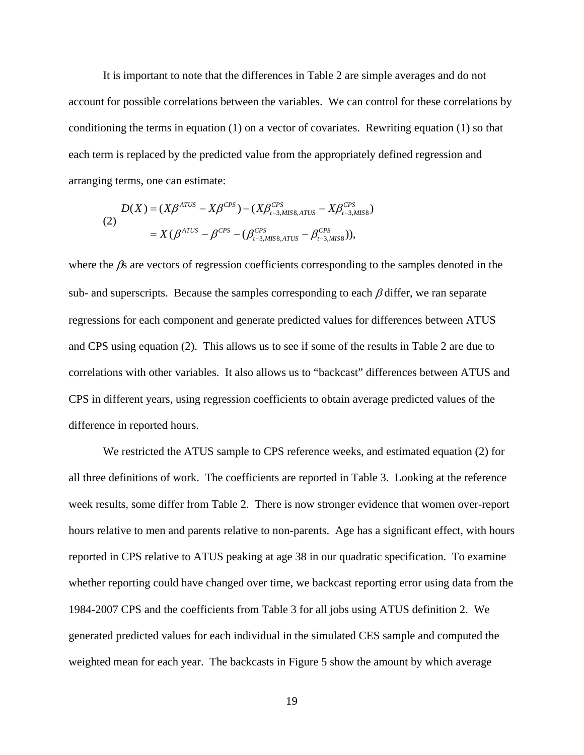It is important to note that the differences in Table 2 are simple averages and do not account for possible correlations between the variables. We can control for these correlations by conditioning the terms in equation (1) on a vector of covariates. Rewriting equation (1) so that each term is replaced by the predicted value from the appropriately defined regression and arranging terms, one can estimate:

$$
\begin{aligned}
(2)\qquad D(X) &= (X\beta^{ATUS} - X\beta^{CPS}) - (X\beta^{CPS}_{t-3,MIS8,ATUS} - X\beta^{CPS}_{t-3,MIS8}) \\
&= X(\beta^{ATUS} - \beta^{CPS} - (\beta^{CPS}_{t-3,MIS8,ATUS} - \beta^{CPS}_{t-3,MIS8})),
\end{aligned}
$$

where the $\beta$s are vectors of regression coefficients corresponding to the samples denoted in the sub- and superscripts. Because the samples corresponding to each $\beta$ differ, we ran separate regressions for each component and generate predicted values for differences between ATUS and CPS using equation (2). This allows us to see if some of the results in Table 2 are due to correlations with other variables. It also allows us to "backcast" differences between ATUS and CPS in different years, using regression coefficients to obtain average predicted values of the difference in reported hours.

We restricted the ATUS sample to CPS reference weeks, and estimated equation (2) for all three definitions of work. The coefficients are reported in Table 3. Looking at the reference week results, some differ from Table 2. There is now stronger evidence that women over-report hours relative to men and parents relative to non-parents. Age has a significant effect, with hours reported in CPS relative to ATUS peaking at age 38 in our quadratic specification. To examine whether reporting could have changed over time, we backcast reporting error using data from the 1984-2007 CPS and the coefficients from Table 3 for all jobs using ATUS definition 2. We generated predicted values for each individual in the simulated CES sample and computed the weighted mean for each year. The backcasts in Figure 5 show the amount by which average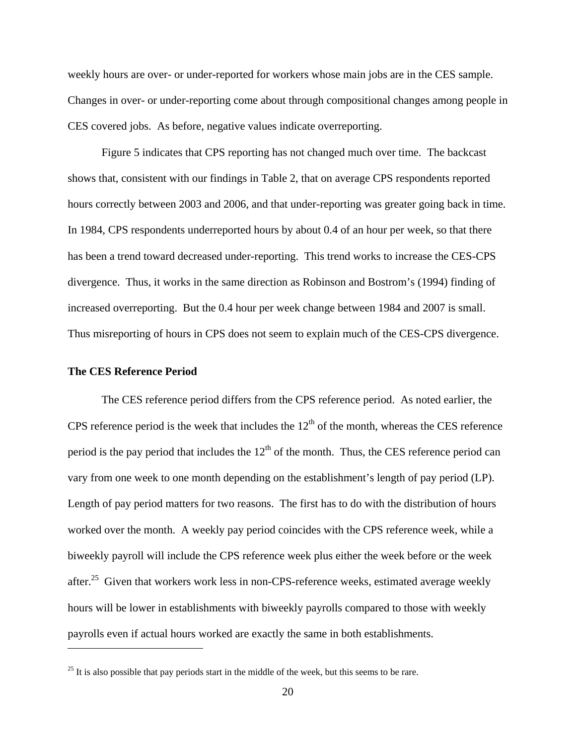weekly hours are over- or under-reported for workers whose main jobs are in the CES sample. Changes in over- or under-reporting come about through compositional changes among people in CES covered jobs. As before, negative values indicate overreporting.

Figure 5 indicates that CPS reporting has not changed much over time. The backcast shows that, consistent with our findings in Table 2, that on average CPS respondents reported hours correctly between 2003 and 2006, and that under-reporting was greater going back in time. In 1984, CPS respondents underreported hours by about 0.4 of an hour per week, so that there has been a trend toward decreased under-reporting. This trend works to increase the CES-CPS divergence. Thus, it works in the same direction as Robinson and Bostrom's (1994) finding of increased overreporting. But the 0.4 hour per week change between 1984 and 2007 is small. Thus misreporting of hours in CPS does not seem to explain much of the CES-CPS divergence.

**The CES Reference Period**

The CES reference period differs from the CPS reference period. As noted earlier, the CPS reference period is the week that includes the 12th of the month, whereas the CES reference period is the pay period that includes the 12th of the month. Thus, the CES reference period can vary from one week to one month depending on the establishment's length of pay period (LP). Length of pay period matters for two reasons. The first has to do with the distribution of hours worked over the month. A weekly pay period coincides with the CPS reference week, while a biweekly payroll will include the CPS reference week plus either the week before or the week after.[25] Given that workers work less in non-CPS-reference weeks, estimated average weekly hours will be lower in establishments with biweekly payrolls compared to those with weekly payrolls even if actual hours worked are exactly the same in both establishments.

[25] It is also possible that pay periods start in the middle of the week, but this seems to be rare.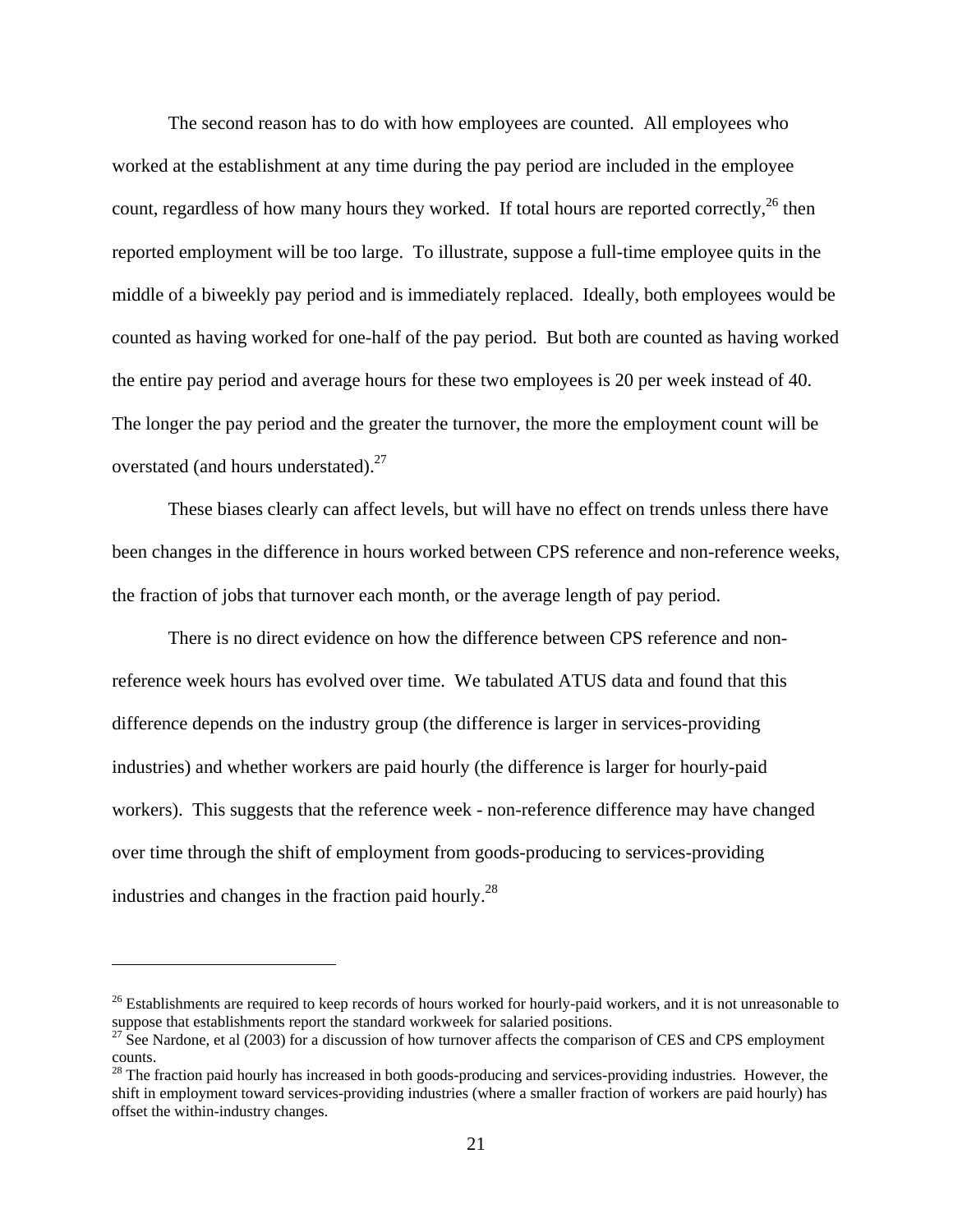The second reason has to do with how employees are counted. All employees who worked at the establishment at any time during the pay period are included in the employee count, regardless of how many hours they worked. If total hours are reported correctly,[26] then reported employment will be too large. To illustrate, suppose a full-time employee quits in the middle of a biweekly pay period and is immediately replaced. Ideally, both employees would be counted as having worked for one-half of the pay period. But both are counted as having worked the entire pay period and average hours for these two employees is 20 per week instead of 40. The longer the pay period and the greater the turnover, the more the employment count will be overstated (and hours understated).[27]

These biases clearly can affect levels, but will have no effect on trends unless there have been changes in the difference in hours worked between CPS reference and non-reference weeks, the fraction of jobs that turnover each month, or the average length of pay period.

There is no direct evidence on how the difference between CPS reference and non-reference week hours has evolved over time. We tabulated ATUS data and found that this difference depends on the industry group (the difference is larger in services-providing industries) and whether workers are paid hourly (the difference is larger for hourly-paid workers). This suggests that the reference week - non-reference difference may have changed over time through the shift of employment from goods-producing to services-providing industries and changes in the fraction paid hourly.[28]

---

[26] Establishments are required to keep records of hours worked for hourly-paid workers, and it is not unreasonable to suppose that establishments report the standard workweek for salaried positions.

[27] See Nardone, et al (2003) for a discussion of how turnover affects the comparison of CES and CPS employment counts.

[28] The fraction paid hourly has increased in both goods-producing and services-providing industries. However, the shift in employment toward services-providing industries (where a smaller fraction of workers are paid hourly) has offset the within-industry changes.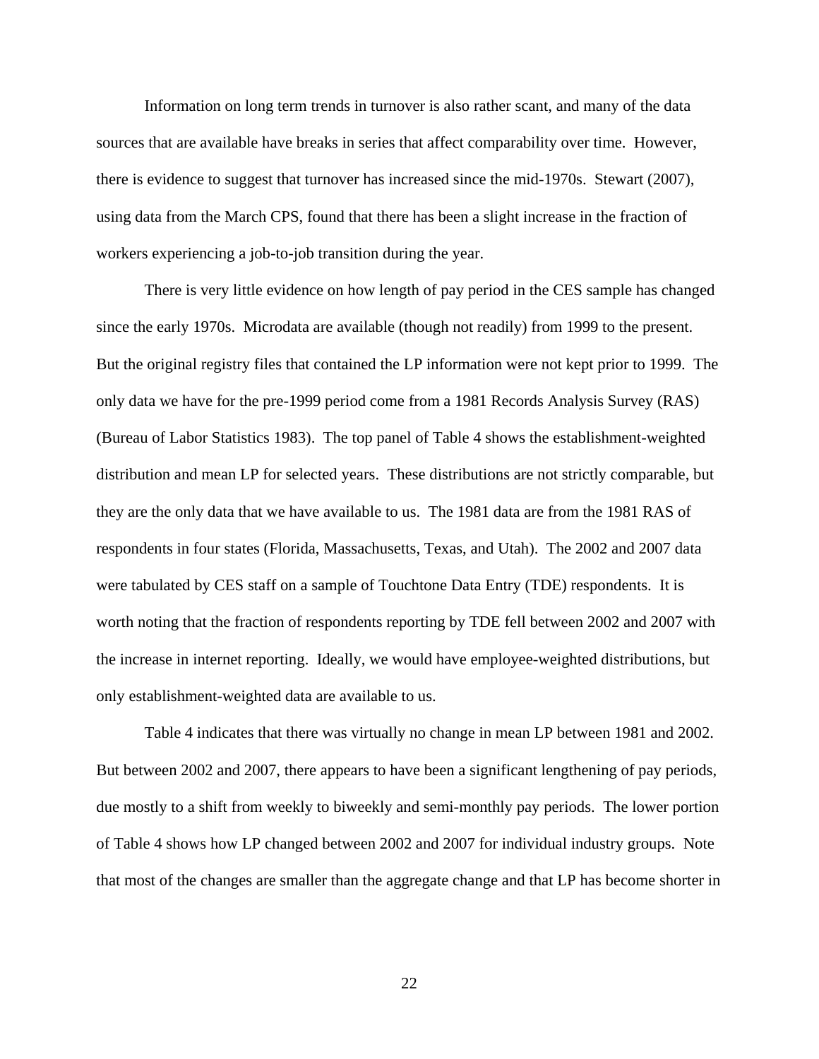Information on long term trends in turnover is also rather scant, and many of the data sources that are available have breaks in series that affect comparability over time. However, there is evidence to suggest that turnover has increased since the mid-1970s. Stewart (2007), using data from the March CPS, found that there has been a slight increase in the fraction of workers experiencing a job-to-job transition during the year.

There is very little evidence on how length of pay period in the CES sample has changed since the early 1970s. Microdata are available (though not readily) from 1999 to the present. But the original registry files that contained the LP information were not kept prior to 1999. The only data we have for the pre-1999 period come from a 1981 Records Analysis Survey (RAS) (Bureau of Labor Statistics 1983). The top panel of Table 4 shows the establishment-weighted distribution and mean LP for selected years. These distributions are not strictly comparable, but they are the only data that we have available to us. The 1981 data are from the 1981 RAS of respondents in four states (Florida, Massachusetts, Texas, and Utah). The 2002 and 2007 data were tabulated by CES staff on a sample of Touchtone Data Entry (TDE) respondents. It is worth noting that the fraction of respondents reporting by TDE fell between 2002 and 2007 with the increase in internet reporting. Ideally, we would have employee-weighted distributions, but only establishment-weighted data are available to us.

Table 4 indicates that there was virtually no change in mean LP between 1981 and 2002. But between 2002 and 2007, there appears to have been a significant lengthening of pay periods, due mostly to a shift from weekly to biweekly and semi-monthly pay periods. The lower portion of Table 4 shows how LP changed between 2002 and 2007 for individual industry groups. Note that most of the changes are smaller than the aggregate change and that LP has become shorter in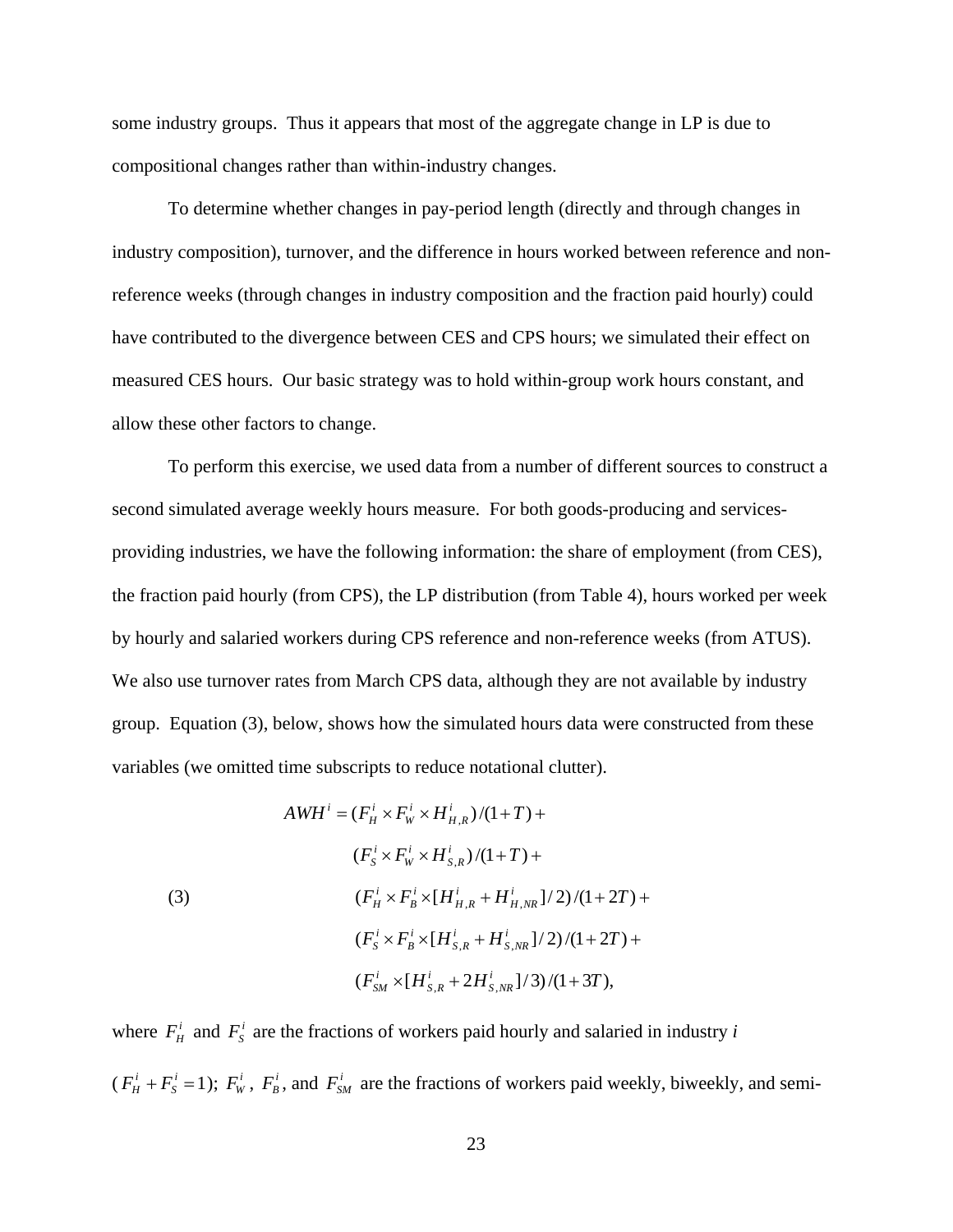some industry groups. Thus it appears that most of the aggregate change in LP is due to compositional changes rather than within-industry changes.

To determine whether changes in pay-period length (directly and through changes in industry composition), turnover, and the difference in hours worked between reference and non-reference weeks (through changes in industry composition and the fraction paid hourly) could have contributed to the divergence between CES and CPS hours; we simulated their effect on measured CES hours. Our basic strategy was to hold within-group work hours constant, and allow these other factors to change.

To perform this exercise, we used data from a number of different sources to construct a second simulated average weekly hours measure. For both goods-producing and services-providing industries, we have the following information: the share of employment (from CES), the fraction paid hourly (from CPS), the LP distribution (from Table 4), hours worked per week by hourly and salaried workers during CPS reference and non-reference weeks (from ATUS). We also use turnover rates from March CPS data, although they are not available by industry group. Equation (3), below, shows how the simulated hours data were constructed from these variables (we omitted time subscripts to reduce notational clutter).

$$
\begin{aligned}
AWH^i = {} & (F_H^i \times F_W^i \times H_{H,R}^i)/(1+T) + \\
& (F_S^i \times F_W^i \times H_{S,R}^i)/(1+T) + \\
& (F_H^i \times F_B^i \times [H_{H,R}^i + H_{H,NR}^i]/2)/(1+2T) + \\
& (F_S^i \times F_B^i \times [H_{S,R}^i + H_{S,NR}^i]/2)/(1+2T) + \\
& (F_{SM}^i \times [H_{S,R}^i + 2H_{S,NR}^i]/3)/(1+3T),
\end{aligned} \tag{3}
$$

where $F_H^i$ and $F_S^i$ are the fractions of workers paid hourly and salaried in industry *i* ($F_H^i + F_S^i = 1$); $F_W^i$, $F_B^i$, and $F_{SM}^i$ are the fractions of workers paid weekly, biweekly, and semi-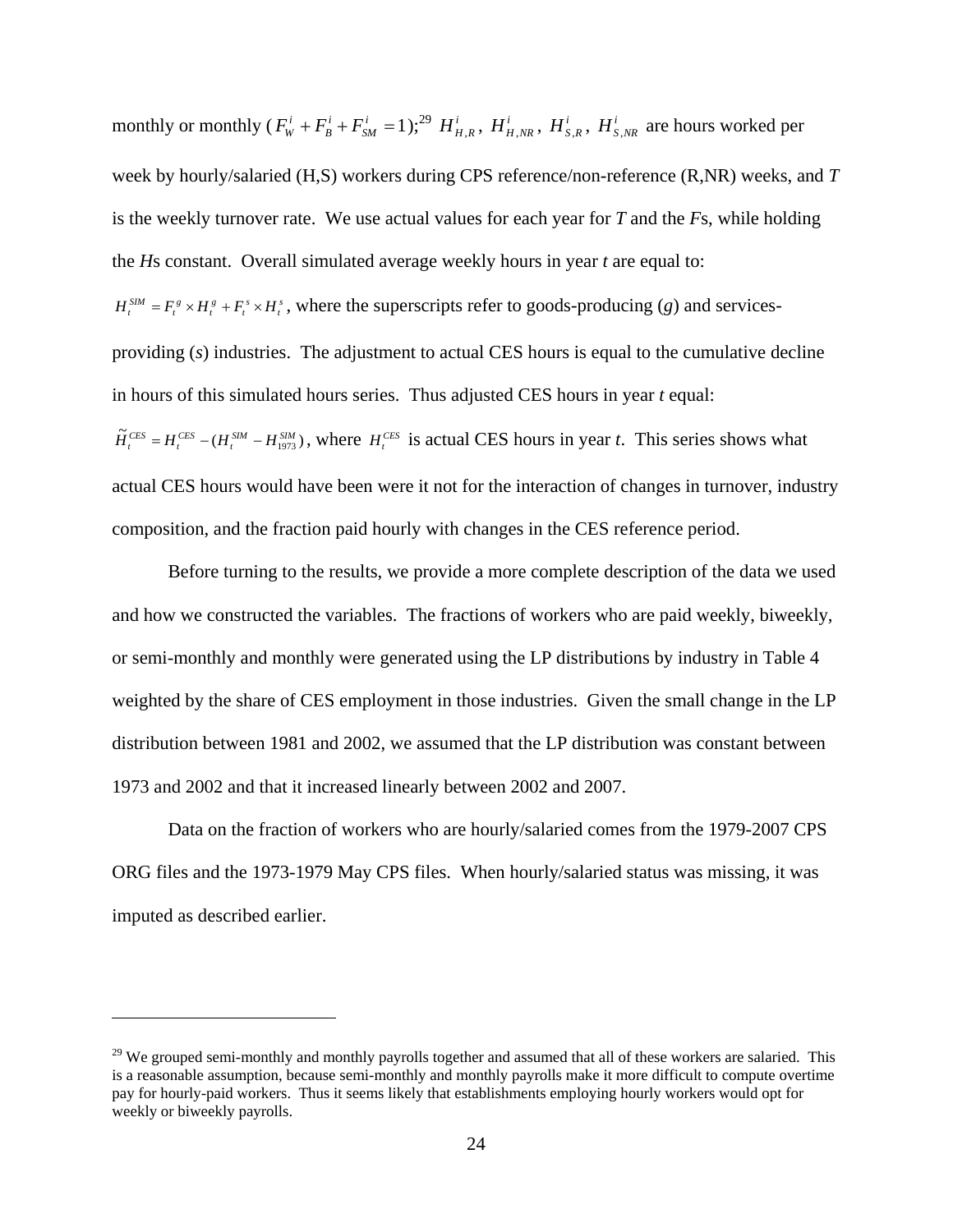monthly or monthly ($F_W^i + F_B^i + F_{SM}^i = 1$);[29] $H_{H,R}^i$, $H_{H,NR}^i$, $H_{S,R}^i$, $H_{S,NR}^i$ are hours worked per week by hourly/salaried (H,S) workers during CPS reference/non-reference (R,NR) weeks, and *T* is the weekly turnover rate. We use actual values for each year for *T* and the *F*s, while holding the *H*s constant. Overall simulated average weekly hours in year *t* are equal to:

$H_t^{SIM} = F_t^g \times H_t^g + F_t^s \times H_t^s$, where the superscripts refer to goods-producing (*g*) and services-providing (*s*) industries. The adjustment to actual CES hours is equal to the cumulative decline in hours of this simulated hours series. Thus adjusted CES hours in year *t* equal:

$\tilde{H}_t^{CES} = H_t^{CES} - (H_t^{SIM} - H_{1973}^{SIM})$, where $H_t^{CES}$ is actual CES hours in year *t*. This series shows what actual CES hours would have been were it not for the interaction of changes in turnover, industry composition, and the fraction paid hourly with changes in the CES reference period.

Before turning to the results, we provide a more complete description of the data we used and how we constructed the variables. The fractions of workers who are paid weekly, biweekly, or semi-monthly and monthly were generated using the LP distributions by industry in Table 4 weighted by the share of CES employment in those industries. Given the small change in the LP distribution between 1981 and 2002, we assumed that the LP distribution was constant between 1973 and 2002 and that it increased linearly between 2002 and 2007.

Data on the fraction of workers who are hourly/salaried comes from the 1979-2007 CPS ORG files and the 1973-1979 May CPS files. When hourly/salaried status was missing, it was imputed as described earlier.

---

[29] We grouped semi-monthly and monthly payrolls together and assumed that all of these workers are salaried. This is a reasonable assumption, because semi-monthly and monthly payrolls make it more difficult to compute overtime pay for hourly-paid workers. Thus it seems likely that establishments employing hourly workers would opt for weekly or biweekly payrolls.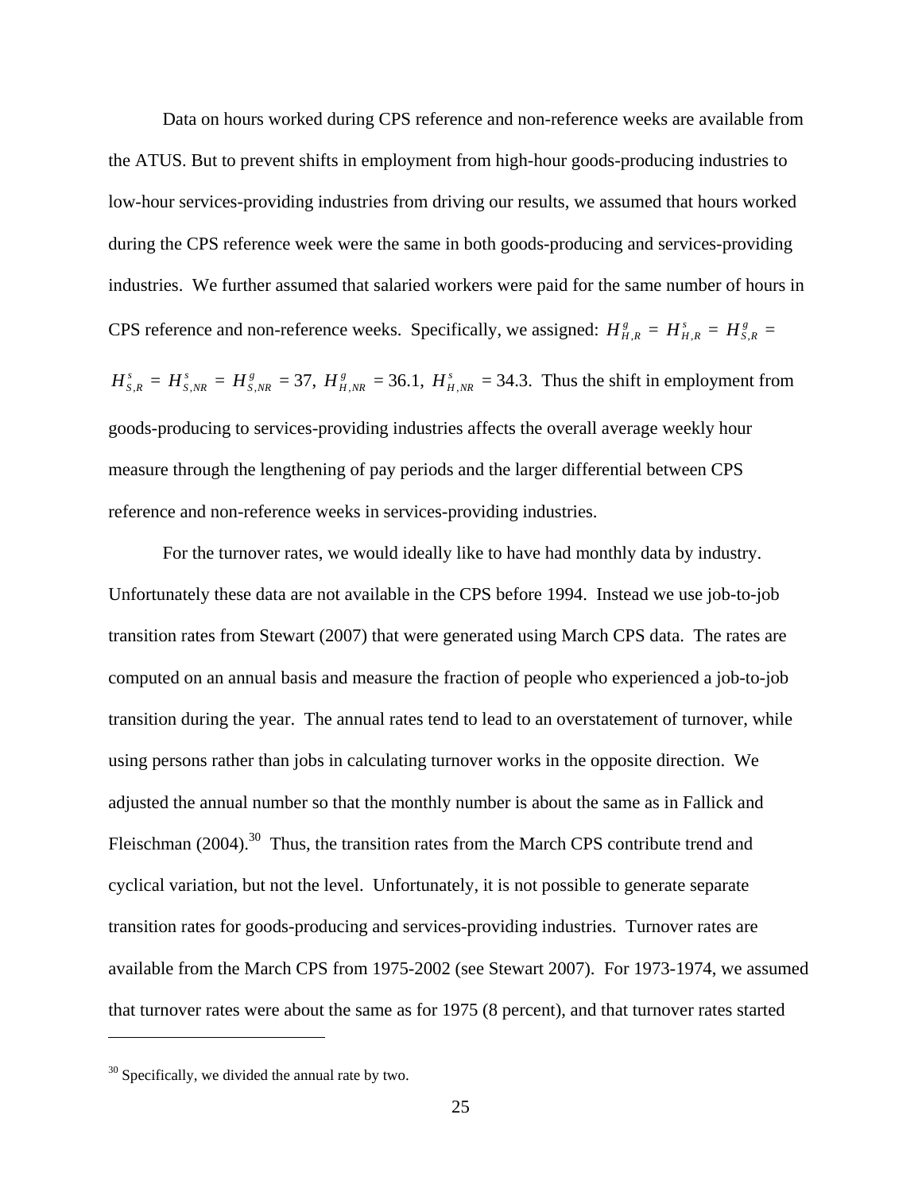Data on hours worked during CPS reference and non-reference weeks are available from the ATUS. But to prevent shifts in employment from high-hour goods-producing industries to low-hour services-providing industries from driving our results, we assumed that hours worked during the CPS reference week were the same in both goods-producing and services-providing industries. We further assumed that salaried workers were paid for the same number of hours in CPS reference and non-reference weeks. Specifically, we assigned: $H^{g}_{H,R} = H^{s}_{H,R} = H^{g}_{S,R} = H^{s}_{S,R} = H^{s}_{S,NR} = H^{g}_{S,NR} = 37$, $H^{g}_{H,NR} = 36.1$, $H^{s}_{H,NR} = 34.3$. Thus the shift in employment from goods-producing to services-providing industries affects the overall average weekly hour measure through the lengthening of pay periods and the larger differential between CPS reference and non-reference weeks in services-providing industries.

For the turnover rates, we would ideally like to have had monthly data by industry. Unfortunately these data are not available in the CPS before 1994. Instead we use job-to-job transition rates from Stewart (2007) that were generated using March CPS data. The rates are computed on an annual basis and measure the fraction of people who experienced a job-to-job transition during the year. The annual rates tend to lead to an overstatement of turnover, while using persons rather than jobs in calculating turnover works in the opposite direction. We adjusted the annual number so that the monthly number is about the same as in Fallick and Fleischman (2004).[30] Thus, the transition rates from the March CPS contribute trend and cyclical variation, but not the level. Unfortunately, it is not possible to generate separate transition rates for goods-producing and services-providing industries. Turnover rates are available from the March CPS from 1975-2002 (see Stewart 2007). For 1973-1974, we assumed that turnover rates were about the same as for 1975 (8 percent), and that turnover rates started

[30] Specifically, we divided the annual rate by two.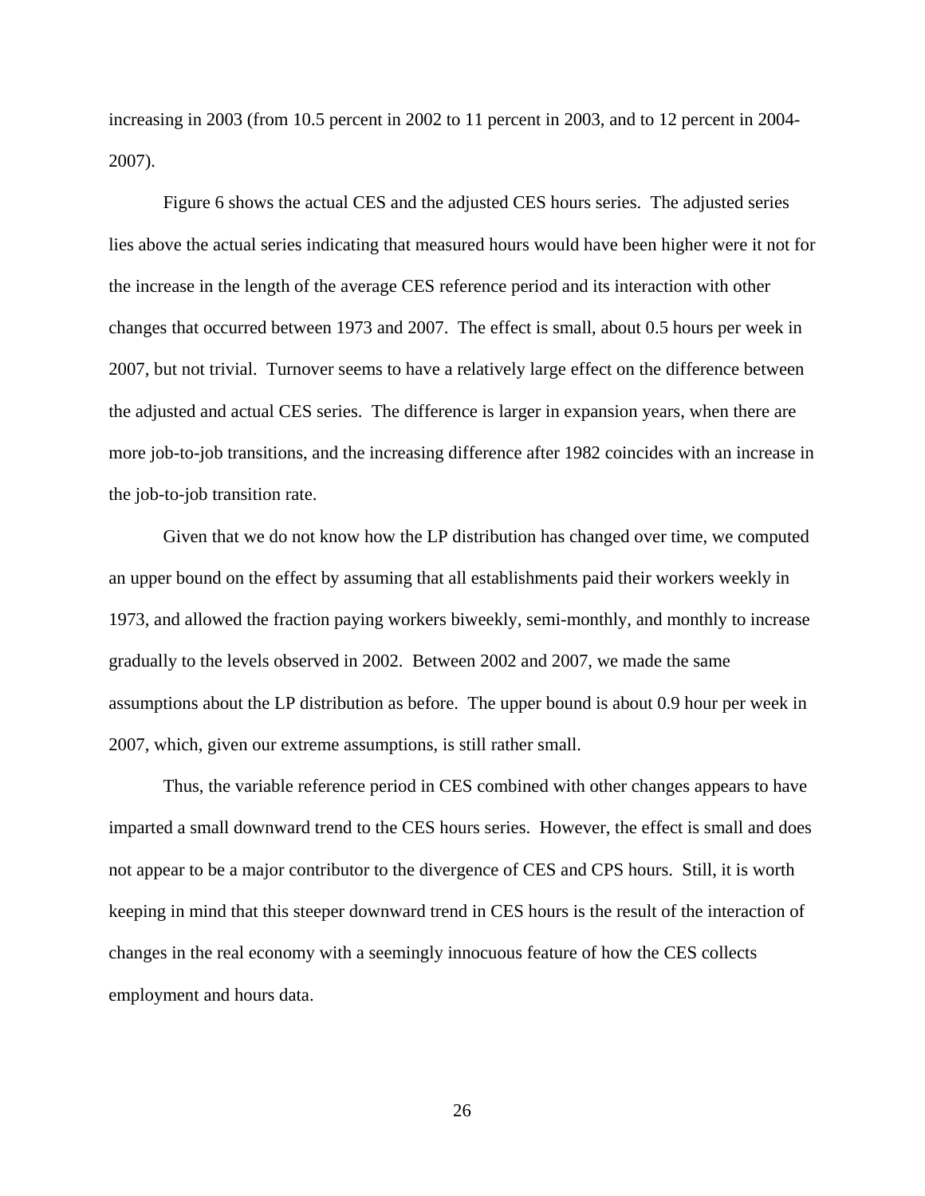increasing in 2003 (from 10.5 percent in 2002 to 11 percent in 2003, and to 12 percent in 2004-2007).

Figure 6 shows the actual CES and the adjusted CES hours series. The adjusted series lies above the actual series indicating that measured hours would have been higher were it not for the increase in the length of the average CES reference period and its interaction with other changes that occurred between 1973 and 2007. The effect is small, about 0.5 hours per week in 2007, but not trivial. Turnover seems to have a relatively large effect on the difference between the adjusted and actual CES series. The difference is larger in expansion years, when there are more job-to-job transitions, and the increasing difference after 1982 coincides with an increase in the job-to-job transition rate.

Given that we do not know how the LP distribution has changed over time, we computed an upper bound on the effect by assuming that all establishments paid their workers weekly in 1973, and allowed the fraction paying workers biweekly, semi-monthly, and monthly to increase gradually to the levels observed in 2002. Between 2002 and 2007, we made the same assumptions about the LP distribution as before. The upper bound is about 0.9 hour per week in 2007, which, given our extreme assumptions, is still rather small.

Thus, the variable reference period in CES combined with other changes appears to have imparted a small downward trend to the CES hours series. However, the effect is small and does not appear to be a major contributor to the divergence of CES and CPS hours. Still, it is worth keeping in mind that this steeper downward trend in CES hours is the result of the interaction of changes in the real economy with a seemingly innocuous feature of how the CES collects employment and hours data.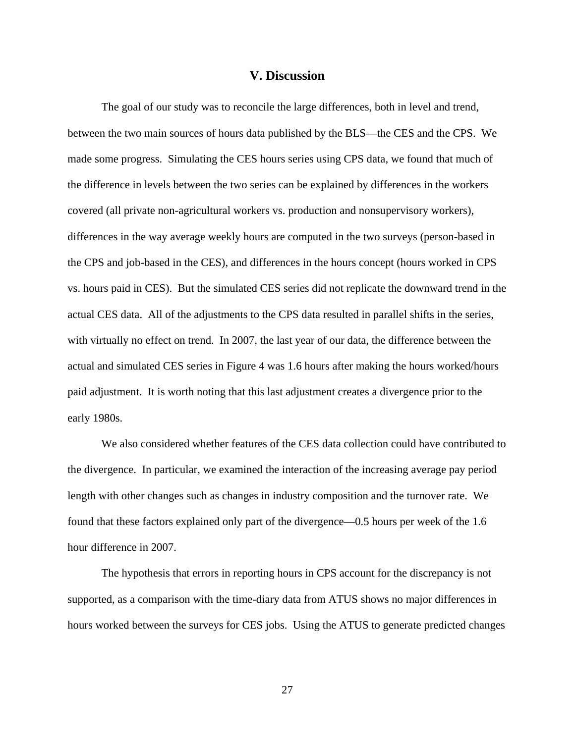## V. Discussion

The goal of our study was to reconcile the large differences, both in level and trend, between the two main sources of hours data published by the BLS—the CES and the CPS. We made some progress. Simulating the CES hours series using CPS data, we found that much of the difference in levels between the two series can be explained by differences in the workers covered (all private non-agricultural workers vs. production and nonsupervisory workers), differences in the way average weekly hours are computed in the two surveys (person-based in the CPS and job-based in the CES), and differences in the hours concept (hours worked in CPS vs. hours paid in CES). But the simulated CES series did not replicate the downward trend in the actual CES data. All of the adjustments to the CPS data resulted in parallel shifts in the series, with virtually no effect on trend. In 2007, the last year of our data, the difference between the actual and simulated CES series in Figure 4 was 1.6 hours after making the hours worked/hours paid adjustment. It is worth noting that this last adjustment creates a divergence prior to the early 1980s.

We also considered whether features of the CES data collection could have contributed to the divergence. In particular, we examined the interaction of the increasing average pay period length with other changes such as changes in industry composition and the turnover rate. We found that these factors explained only part of the divergence—0.5 hours per week of the 1.6 hour difference in 2007.

The hypothesis that errors in reporting hours in CPS account for the discrepancy is not supported, as a comparison with the time-diary data from ATUS shows no major differences in hours worked between the surveys for CES jobs. Using the ATUS to generate predicted changes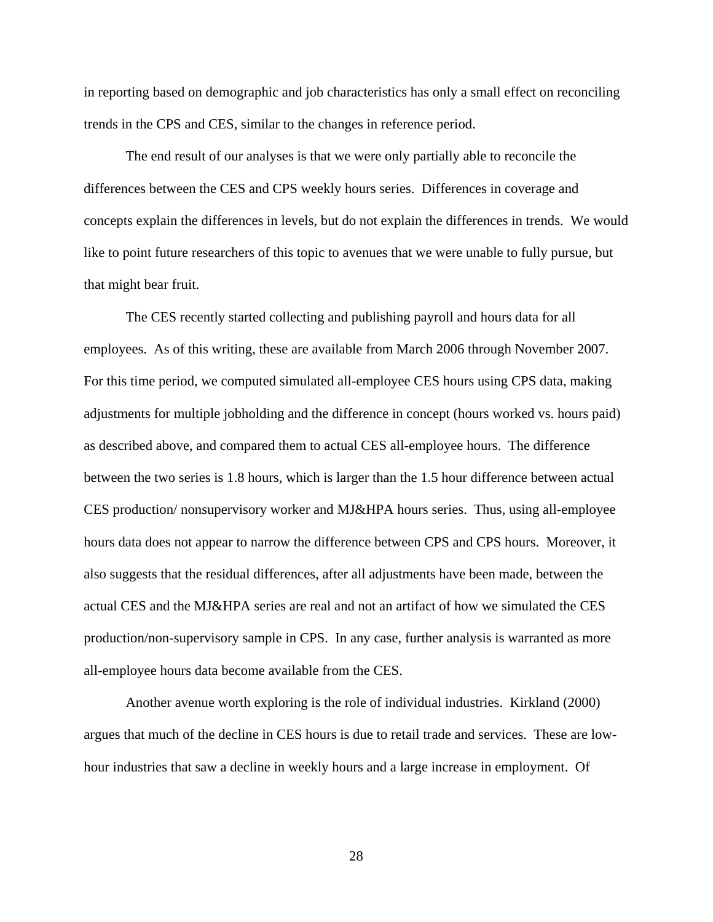in reporting based on demographic and job characteristics has only a small effect on reconciling trends in the CPS and CES, similar to the changes in reference period.

The end result of our analyses is that we were only partially able to reconcile the differences between the CES and CPS weekly hours series. Differences in coverage and concepts explain the differences in levels, but do not explain the differences in trends. We would like to point future researchers of this topic to avenues that we were unable to fully pursue, but that might bear fruit.

The CES recently started collecting and publishing payroll and hours data for all employees. As of this writing, these are available from March 2006 through November 2007. For this time period, we computed simulated all-employee CES hours using CPS data, making adjustments for multiple jobholding and the difference in concept (hours worked vs. hours paid) as described above, and compared them to actual CES all-employee hours. The difference between the two series is 1.8 hours, which is larger than the 1.5 hour difference between actual CES production/ nonsupervisory worker and MJ&HPA hours series. Thus, using all-employee hours data does not appear to narrow the difference between CPS and CPS hours. Moreover, it also suggests that the residual differences, after all adjustments have been made, between the actual CES and the MJ&HPA series are real and not an artifact of how we simulated the CES production/non-supervisory sample in CPS. In any case, further analysis is warranted as more all-employee hours data become available from the CES.

Another avenue worth exploring is the role of individual industries. Kirkland (2000) argues that much of the decline in CES hours is due to retail trade and services. These are low-hour industries that saw a decline in weekly hours and a large increase in employment. Of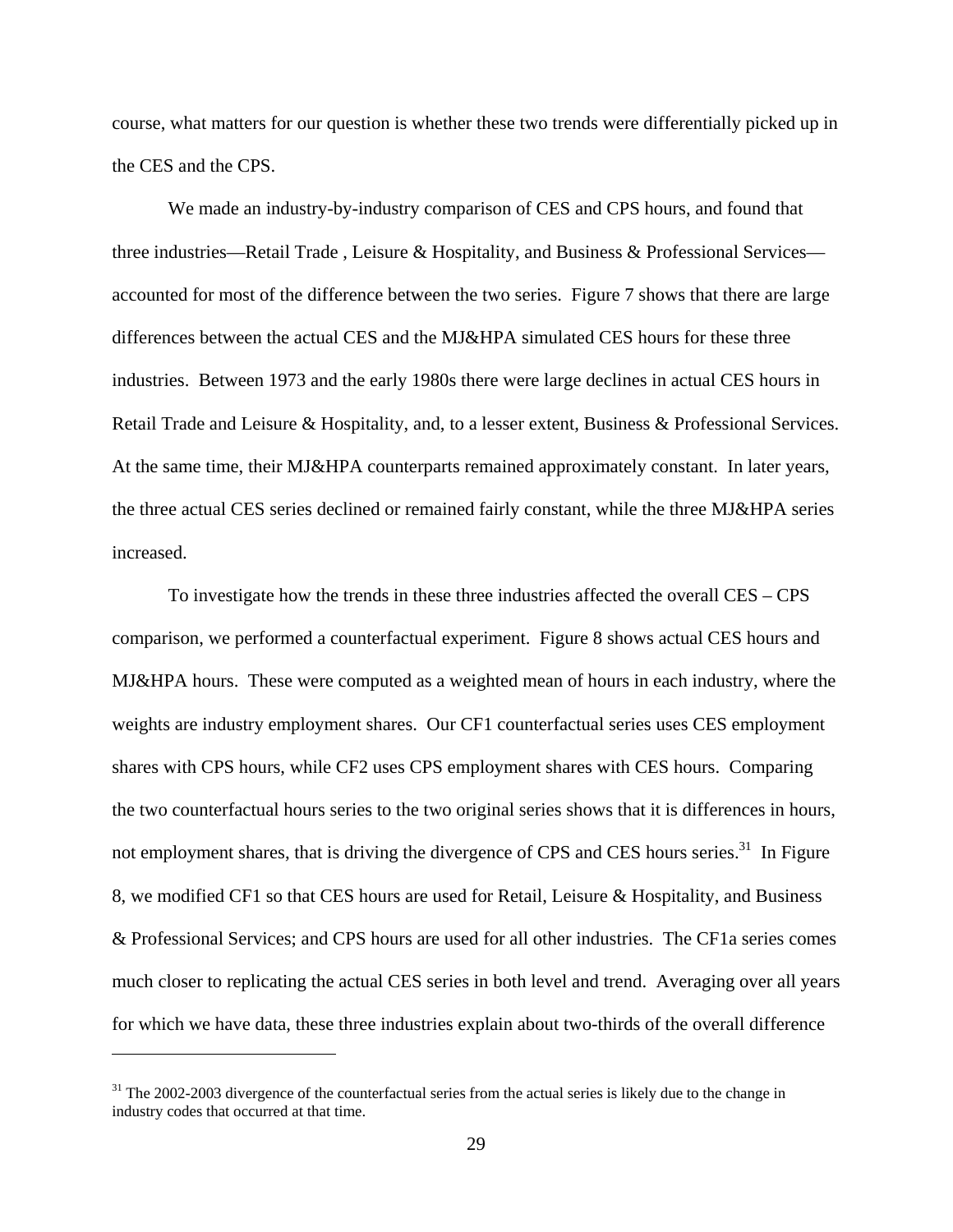course, what matters for our question is whether these two trends were differentially picked up in the CES and the CPS.

We made an industry-by-industry comparison of CES and CPS hours, and found that three industries—Retail Trade , Leisure & Hospitality, and Business & Professional Services—accounted for most of the difference between the two series. Figure 7 shows that there are large differences between the actual CES and the MJ&HPA simulated CES hours for these three industries. Between 1973 and the early 1980s there were large declines in actual CES hours in Retail Trade and Leisure & Hospitality, and, to a lesser extent, Business & Professional Services. At the same time, their MJ&HPA counterparts remained approximately constant. In later years, the three actual CES series declined or remained fairly constant, while the three MJ&HPA series increased.

To investigate how the trends in these three industries affected the overall CES – CPS comparison, we performed a counterfactual experiment. Figure 8 shows actual CES hours and MJ&HPA hours. These were computed as a weighted mean of hours in each industry, where the weights are industry employment shares. Our CF1 counterfactual series uses CES employment shares with CPS hours, while CF2 uses CPS employment shares with CES hours. Comparing the two counterfactual hours series to the two original series shows that it is differences in hours, not employment shares, that is driving the divergence of CPS and CES hours series.[31] In Figure 8, we modified CF1 so that CES hours are used for Retail, Leisure & Hospitality, and Business & Professional Services; and CPS hours are used for all other industries. The CF1a series comes much closer to replicating the actual CES series in both level and trend. Averaging over all years for which we have data, these three industries explain about two-thirds of the overall difference

[31] The 2002-2003 divergence of the counterfactual series from the actual series is likely due to the change in industry codes that occurred at that time.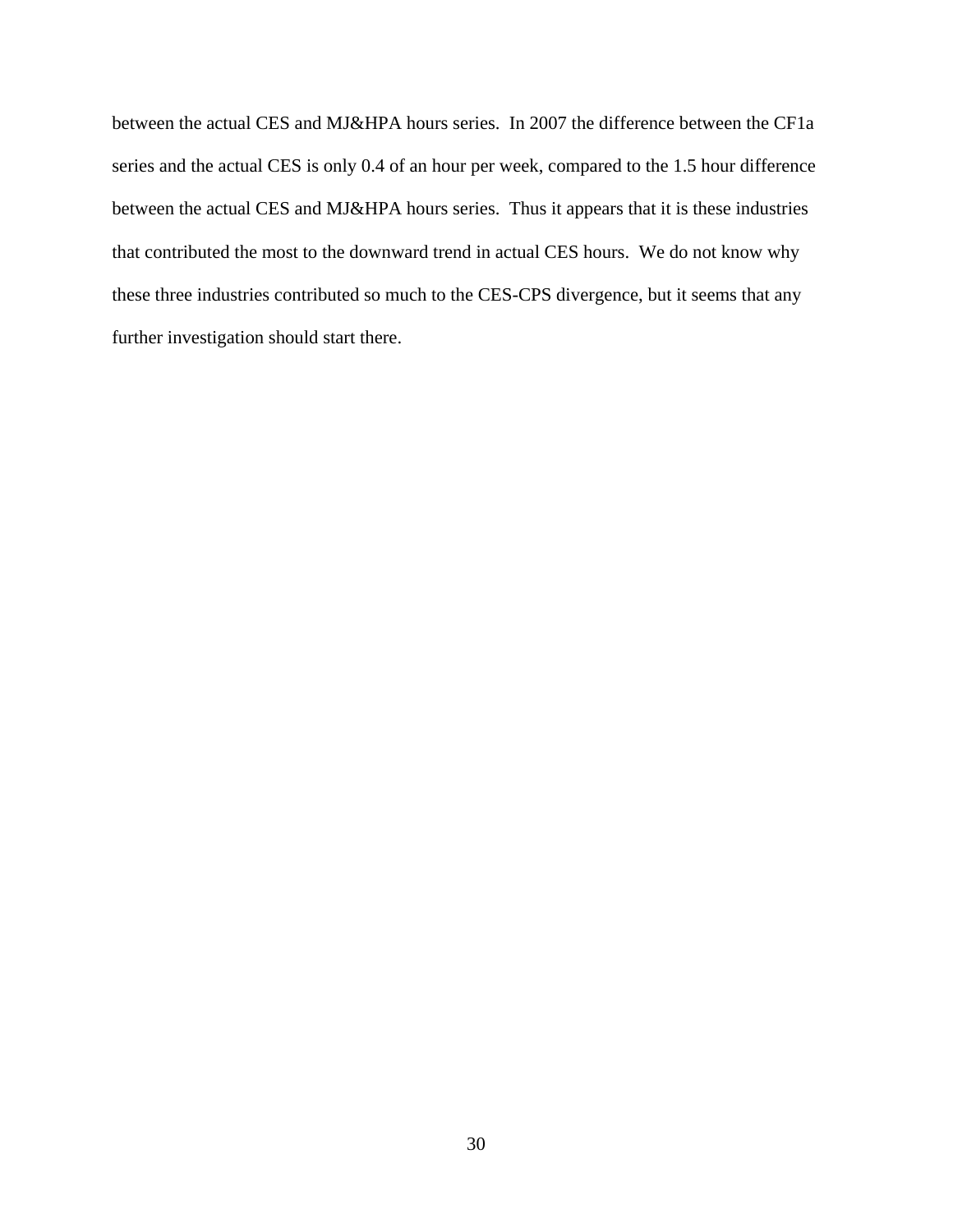between the actual CES and MJ&HPA hours series. In 2007 the difference between the CF1a series and the actual CES is only 0.4 of an hour per week, compared to the 1.5 hour difference between the actual CES and MJ&HPA hours series. Thus it appears that it is these industries that contributed the most to the downward trend in actual CES hours. We do not know why these three industries contributed so much to the CES-CPS divergence, but it seems that any further investigation should start there.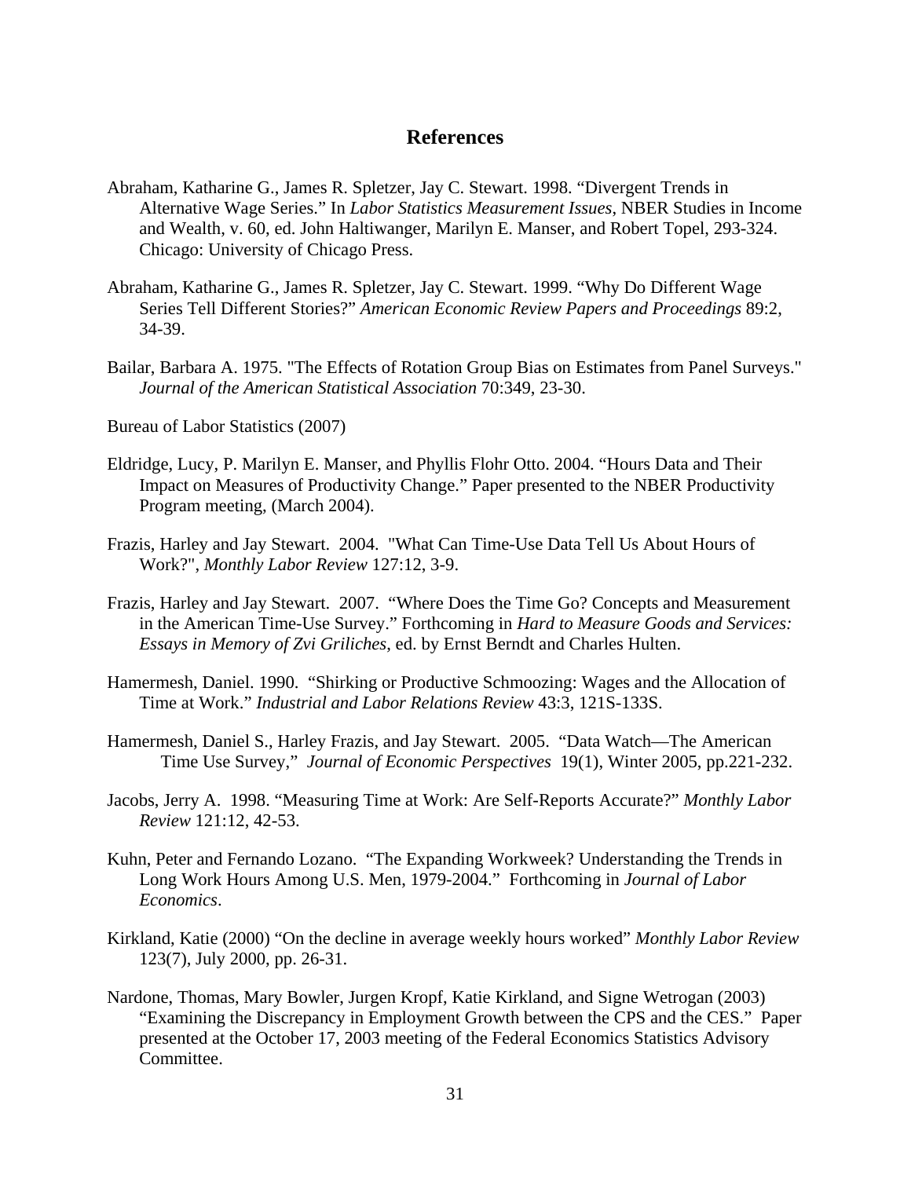# References

Abraham, Katharine G., James R. Spletzer, Jay C. Stewart. 1998. "Divergent Trends in Alternative Wage Series." In *Labor Statistics Measurement Issues*, NBER Studies in Income and Wealth, v. 60, ed. John Haltiwanger, Marilyn E. Manser, and Robert Topel, 293-324. Chicago: University of Chicago Press.

Abraham, Katharine G., James R. Spletzer, Jay C. Stewart. 1999. "Why Do Different Wage Series Tell Different Stories?" *American Economic Review Papers and Proceedings* 89:2, 34-39.

Bailar, Barbara A. 1975. "The Effects of Rotation Group Bias on Estimates from Panel Surveys." *Journal of the American Statistical Association* 70:349, 23-30.

Bureau of Labor Statistics (2007)

Eldridge, Lucy, P. Marilyn E. Manser, and Phyllis Flohr Otto. 2004. "Hours Data and Their Impact on Measures of Productivity Change." Paper presented to the NBER Productivity Program meeting, (March 2004).

Frazis, Harley and Jay Stewart. 2004. "What Can Time-Use Data Tell Us About Hours of Work?", *Monthly Labor Review* 127:12, 3-9.

Frazis, Harley and Jay Stewart. 2007. "Where Does the Time Go? Concepts and Measurement in the American Time-Use Survey." Forthcoming in *Hard to Measure Goods and Services: Essays in Memory of Zvi Griliches*, ed. by Ernst Berndt and Charles Hulten.

Hamermesh, Daniel. 1990. "Shirking or Productive Schmoozing: Wages and the Allocation of Time at Work." *Industrial and Labor Relations Review* 43:3, 121S-133S.

Hamermesh, Daniel S., Harley Frazis, and Jay Stewart. 2005. "Data Watch—The American Time Use Survey," *Journal of Economic Perspectives* 19(1), Winter 2005, pp.221-232.

Jacobs, Jerry A. 1998. "Measuring Time at Work: Are Self-Reports Accurate?" *Monthly Labor Review* 121:12, 42-53.

Kuhn, Peter and Fernando Lozano. "The Expanding Workweek? Understanding the Trends in Long Work Hours Among U.S. Men, 1979-2004." Forthcoming in *Journal of Labor Economics*.

Kirkland, Katie (2000) "On the decline in average weekly hours worked" *Monthly Labor Review* 123(7), July 2000, pp. 26-31.

Nardone, Thomas, Mary Bowler, Jurgen Kropf, Katie Kirkland, and Signe Wetrogan (2003) "Examining the Discrepancy in Employment Growth between the CPS and the CES." Paper presented at the October 17, 2003 meeting of the Federal Economics Statistics Advisory Committee.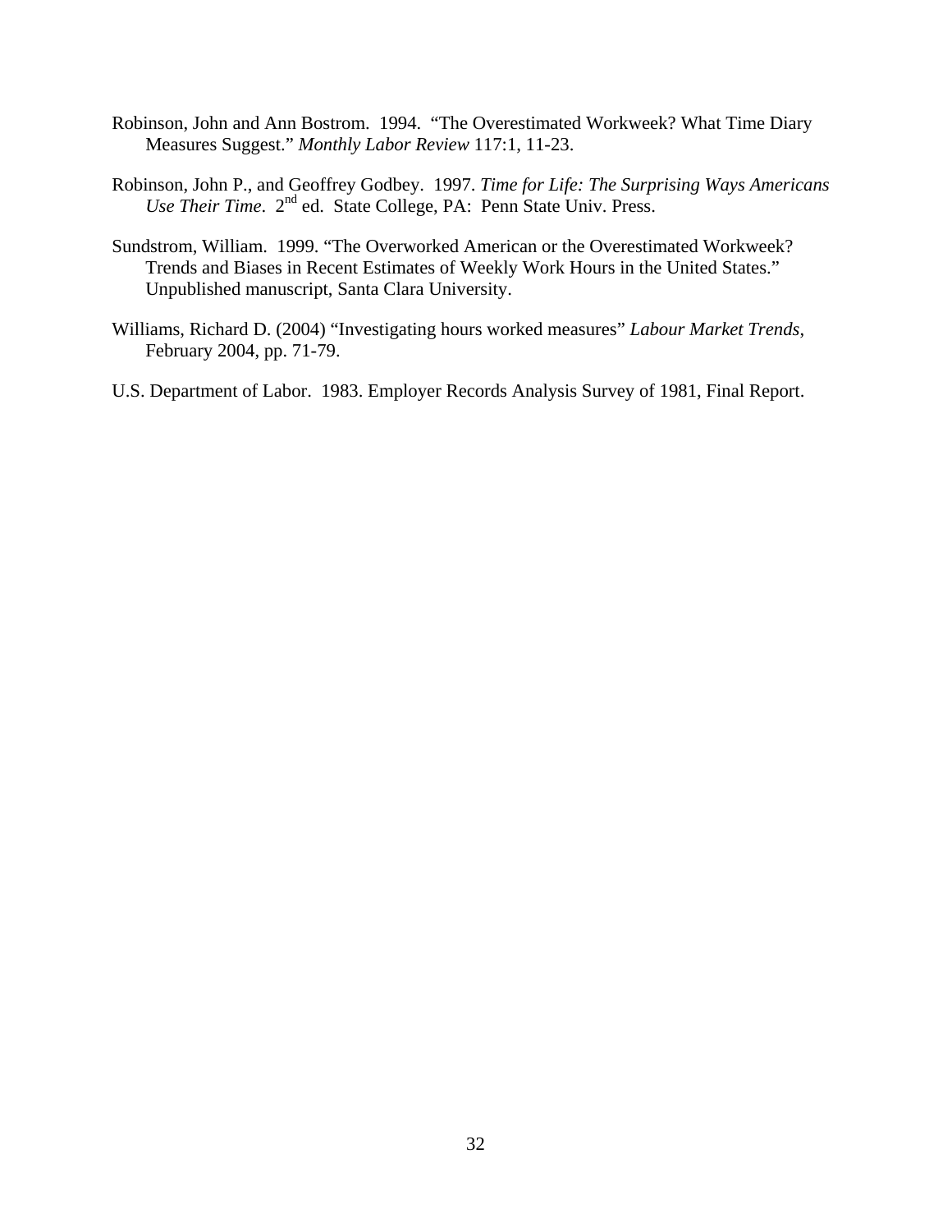Robinson, John and Ann Bostrom. 1994. "The Overestimated Workweek? What Time Diary Measures Suggest." *Monthly Labor Review* 117:1, 11-23.

Robinson, John P., and Geoffrey Godbey. 1997. *Time for Life: The Surprising Ways Americans Use Their Time*. 2nd ed. State College, PA: Penn State Univ. Press.

Sundstrom, William. 1999. "The Overworked American or the Overestimated Workweek? Trends and Biases in Recent Estimates of Weekly Work Hours in the United States." Unpublished manuscript, Santa Clara University.

Williams, Richard D. (2004) "Investigating hours worked measures" *Labour Market Trends*, February 2004, pp. 71-79.

U.S. Department of Labor. 1983. Employer Records Analysis Survey of 1981, Final Report.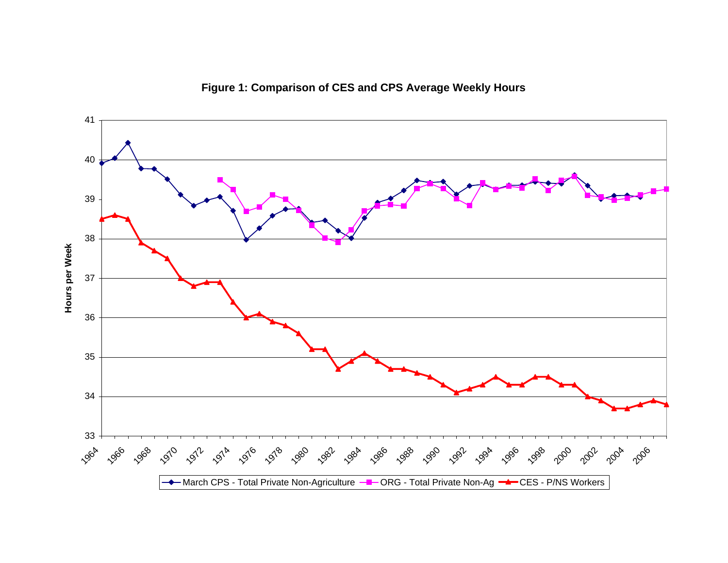**Figure 1: Comparison of CES and CPS Average Weekly Hours**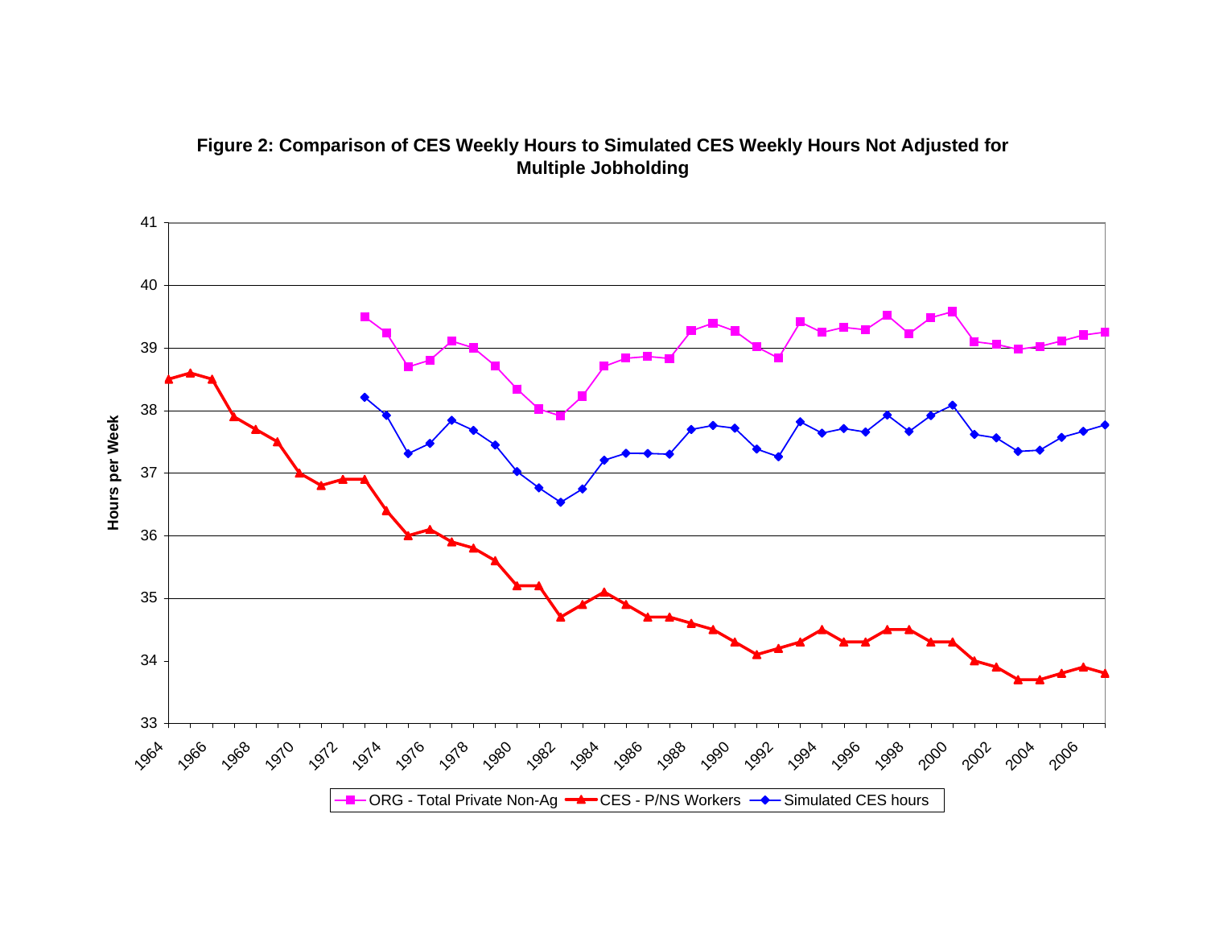**Figure 2: Comparison of CES Weekly Hours to Simulated CES Weekly Hours Not Adjusted for Multiple Jobholding**

Hours per Week

41
40
39
38
37
36
35
34
33

1964 1966 1968 1970 1972 1974 1976 1978 1980 1982 1984 1986 1988 1990 1992 1994 1996 1998 2000 2002 2004 2006

ORG - Total Private Non-Ag | CES - P/NS Workers | Simulated CES hours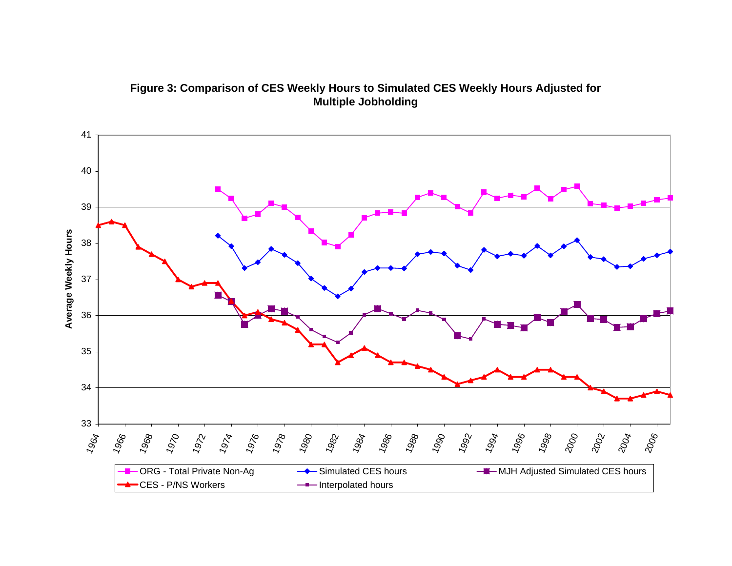**Figure 3: Comparison of CES Weekly Hours to Simulated CES Weekly Hours Adjusted for Multiple Jobholding**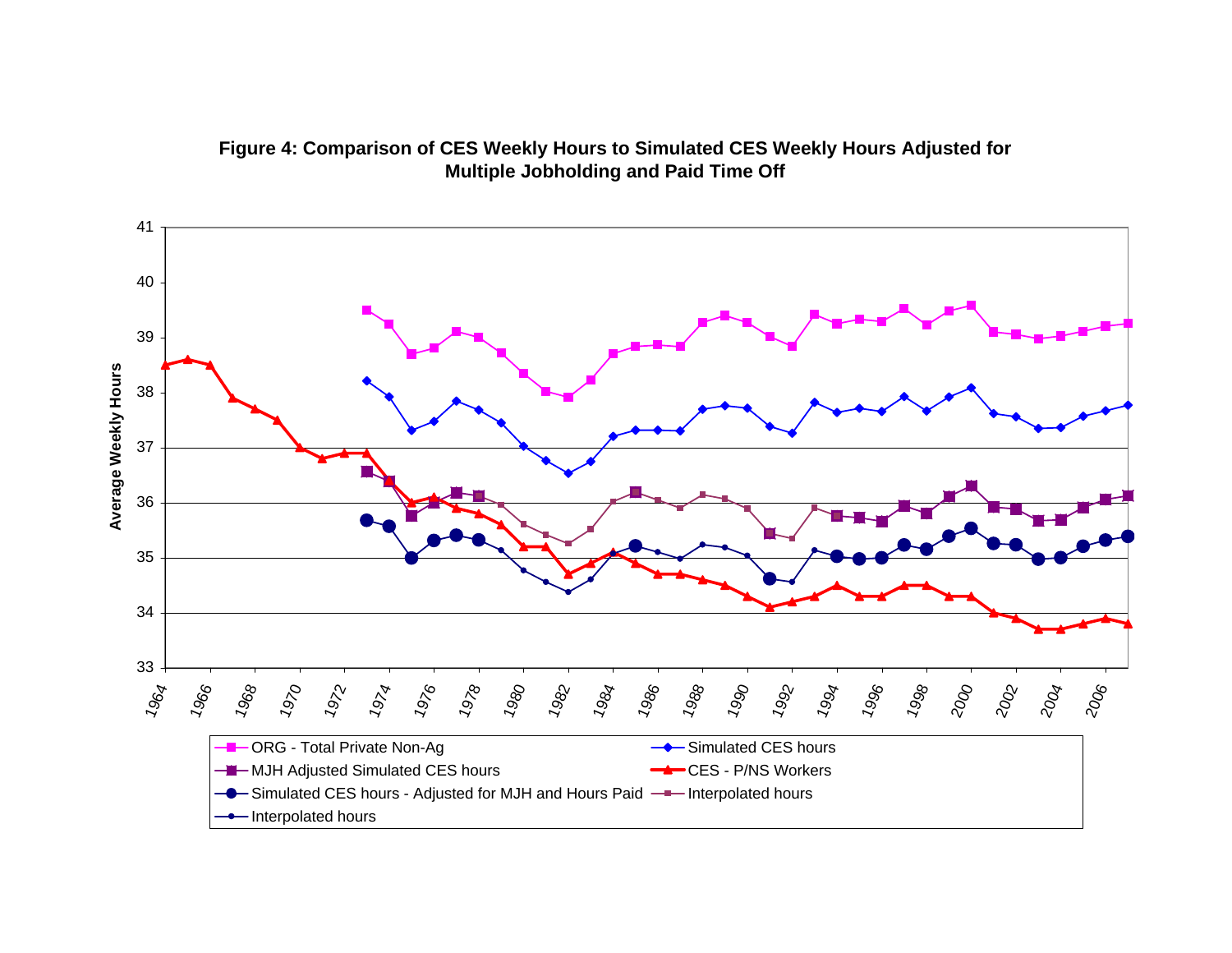**Figure 4: Comparison of CES Weekly Hours to Simulated CES Weekly Hours Adjusted for Multiple Jobholding and Paid Time Off**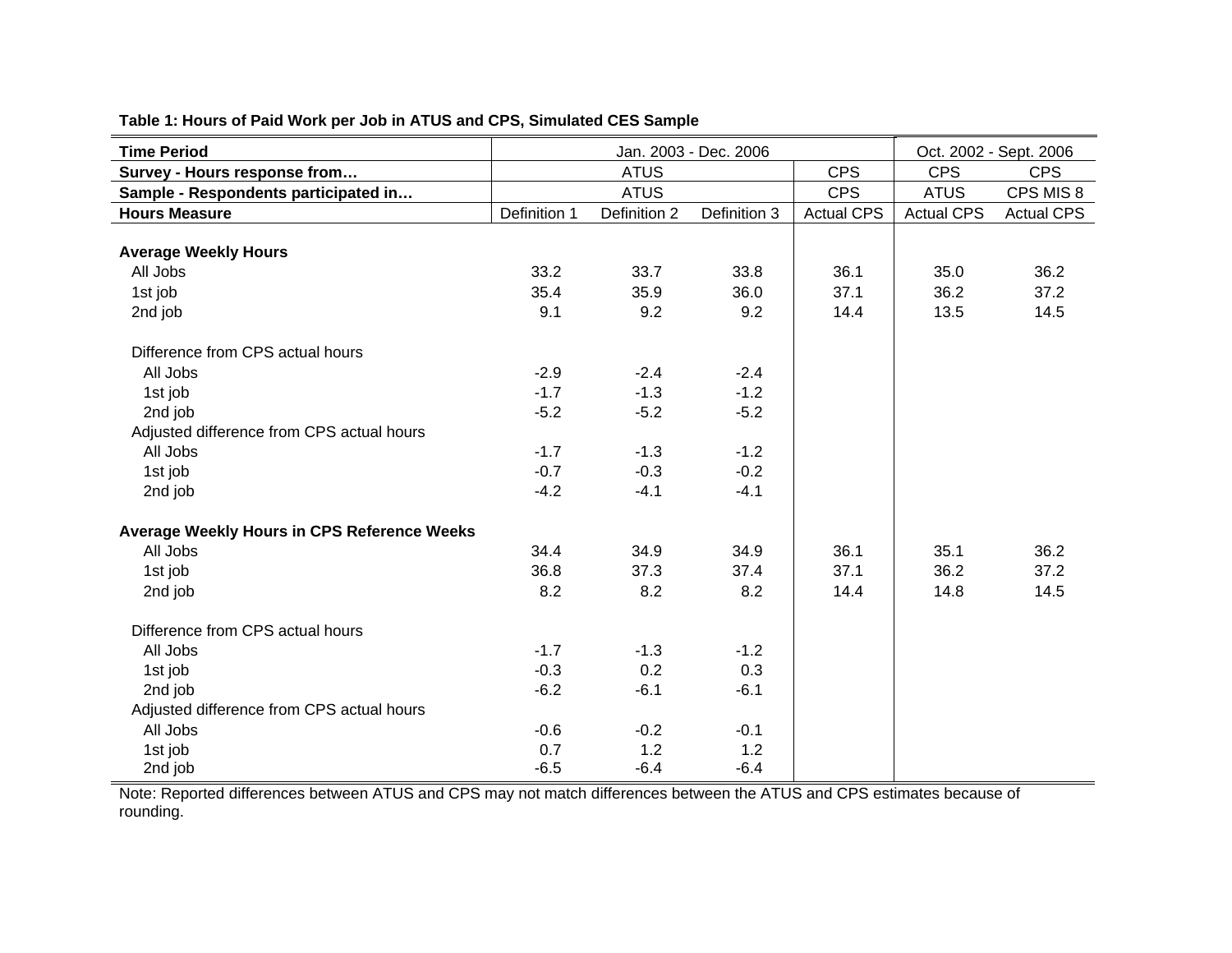**Table 1: Hours of Paid Work per Job in ATUS and CPS, Simulated CES Sample**

| **Time Period** | Jan. 2003 - Dec. 2006 | | | | Oct. 2002 - Sept. 2006 | |
|---|---|---|---|---|---|---|
| **Survey - Hours response from…** | ATUS | | | CPS | CPS | CPS |
| **Sample - Respondents participated in…** | ATUS | | | CPS | ATUS | CPS MIS 8 |
| **Hours Measure** | Definition 1 | Definition 2 | Definition 3 | Actual CPS | Actual CPS | Actual CPS |
| **Average Weekly Hours** | | | | | | |
| All Jobs | 33.2 | 33.7 | 33.8 | 36.1 | 35.0 | 36.2 |
| 1st job | 35.4 | 35.9 | 36.0 | 37.1 | 36.2 | 37.2 |
| 2nd job | 9.1 | 9.2 | 9.2 | 14.4 | 13.5 | 14.5 |
| Difference from CPS actual hours | | | | | | |
| All Jobs | -2.9 | -2.4 | -2.4 | | | |
| 1st job | -1.7 | -1.3 | -1.2 | | | |
| 2nd job | -5.2 | -5.2 | -5.2 | | | |
| Adjusted difference from CPS actual hours | | | | | | |
| All Jobs | -1.7 | -1.3 | -1.2 | | | |
| 1st job | -0.7 | -0.3 | -0.2 | | | |
| 2nd job | -4.2 | -4.1 | -4.1 | | | |
| **Average Weekly Hours in CPS Reference Weeks** | | | | | | |
| All Jobs | 34.4 | 34.9 | 34.9 | 36.1 | 35.1 | 36.2 |
| 1st job | 36.8 | 37.3 | 37.4 | 37.1 | 36.2 | 37.2 |
| 2nd job | 8.2 | 8.2 | 8.2 | 14.4 | 14.8 | 14.5 |
| Difference from CPS actual hours | | | | | | |
| All Jobs | -1.7 | -1.3 | -1.2 | | | |
| 1st job | -0.3 | 0.2 | 0.3 | | | |
| 2nd job | -6.2 | -6.1 | -6.1 | | | |
| Adjusted difference from CPS actual hours | | | | | | |
| All Jobs | -0.6 | -0.2 | -0.1 | | | |
| 1st job | 0.7 | 1.2 | 1.2 | | | |
| 2nd job | -6.5 | -6.4 | -6.4 | | | |

Note: Reported differences between ATUS and CPS may not match differences between the ATUS and CPS estimates because of rounding.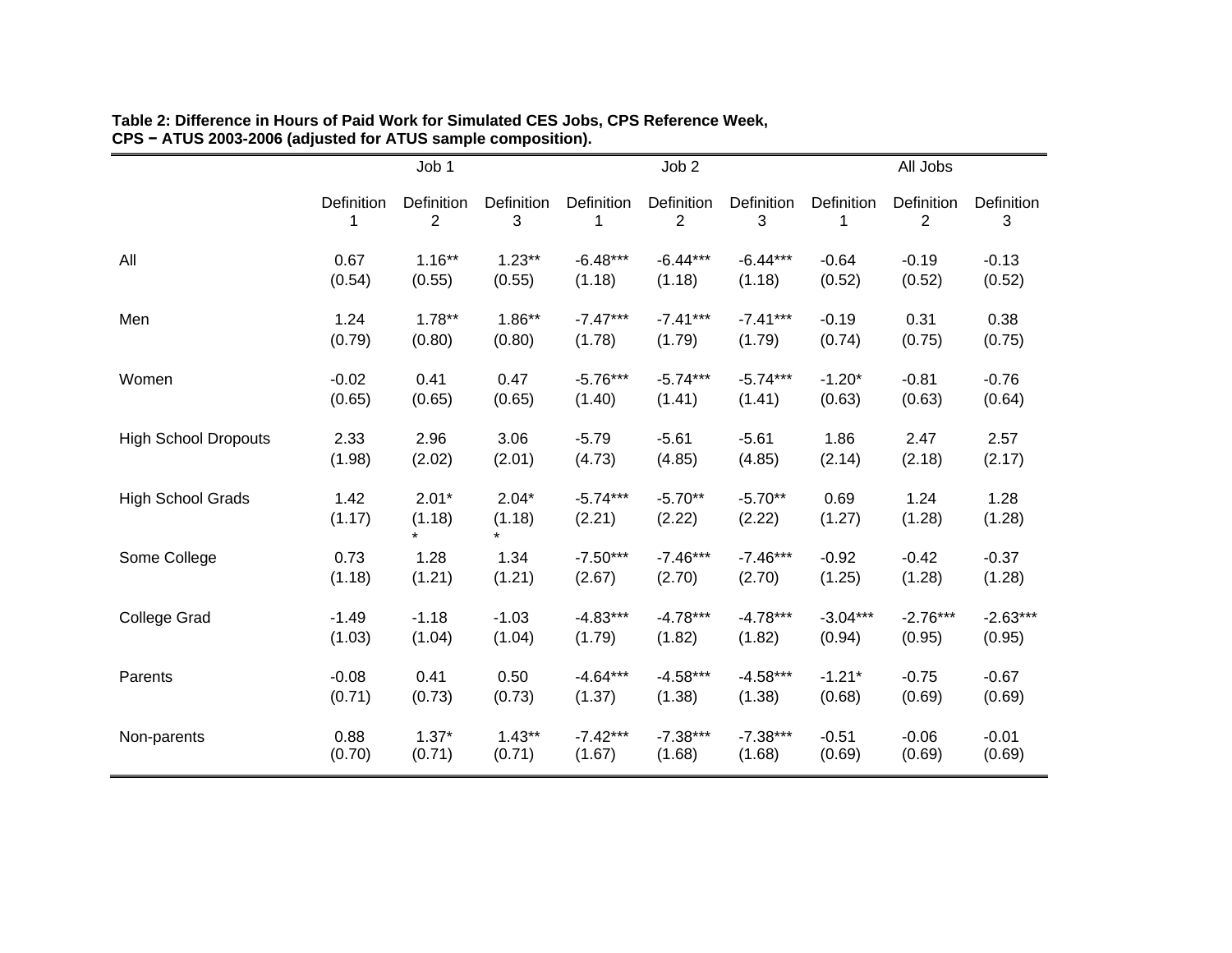**Table 2: Difference in Hours of Paid Work for Simulated CES Jobs, CPS Reference Week, CPS − ATUS 2003-2006 (adjusted for ATUS sample composition).**

| | Job 1 | | | Job 2 | | | All Jobs | | |
|---|---|---|---|---|---|---|---|---|---|
| | Definition 1 | Definition 2 | Definition 3 | Definition 1 | Definition 2 | Definition 3 | Definition 1 | Definition 2 | Definition 3 |
| All | 0.67 | 1.16** | 1.23** | -6.48*** | -6.44*** | -6.44*** | -0.64 | -0.19 | -0.13 |
| | (0.54) | (0.55) | (0.55) | (1.18) | (1.18) | (1.18) | (0.52) | (0.52) | (0.52) |
| Men | 1.24 | 1.78** | 1.86** | -7.47*** | -7.41*** | -7.41*** | -0.19 | 0.31 | 0.38 |
| | (0.79) | (0.80) | (0.80) | (1.78) | (1.79) | (1.79) | (0.74) | (0.75) | (0.75) |
| Women | -0.02 | 0.41 | 0.47 | -5.76*** | -5.74*** | -5.74*** | -1.20* | -0.81 | -0.76 |
| | (0.65) | (0.65) | (0.65) | (1.40) | (1.41) | (1.41) | (0.63) | (0.63) | (0.64) |
| High School Dropouts | 2.33 | 2.96 | 3.06 | -5.79 | -5.61 | -5.61 | 1.86 | 2.47 | 2.57 |
| | (1.98) | (2.02) | (2.01) | (4.73) | (4.85) | (4.85) | (2.14) | (2.18) | (2.17) |
| High School Grads | 1.42 | 2.01** | 2.04** | -5.74*** | -5.70** | -5.70** | 0.69 | 1.24 | 1.28 |
| | (1.17) | (1.18) | (1.18) | (2.21) | (2.22) | (2.22) | (1.27) | (1.28) | (1.28) |
| Some College | 0.73 | 1.28 | 1.34 | -7.50*** | -7.46*** | -7.46*** | -0.92 | -0.42 | -0.37 |
| | (1.18) | (1.21) | (1.21) | (2.67) | (2.70) | (2.70) | (1.25) | (1.28) | (1.28) |
| College Grad | -1.49 | -1.18 | -1.03 | -4.83*** | -4.78*** | -4.78*** | -3.04*** | -2.76*** | -2.63*** |
| | (1.03) | (1.04) | (1.04) | (1.79) | (1.82) | (1.82) | (0.94) | (0.95) | (0.95) |
| Parents | -0.08 | 0.41 | 0.50 | -4.64*** | -4.58*** | -4.58*** | -1.21* | -0.75 | -0.67 |
| | (0.71) | (0.73) | (0.73) | (1.37) | (1.38) | (1.38) | (0.68) | (0.69) | (0.69) |
| Non-parents | 0.88 | 1.37* | 1.43** | -7.42*** | -7.38*** | -7.38*** | -0.51 | -0.06 | -0.01 |
| | (0.70) | (0.71) | (0.71) | (1.67) | (1.68) | (1.68) | (0.69) | (0.69) | (0.69) |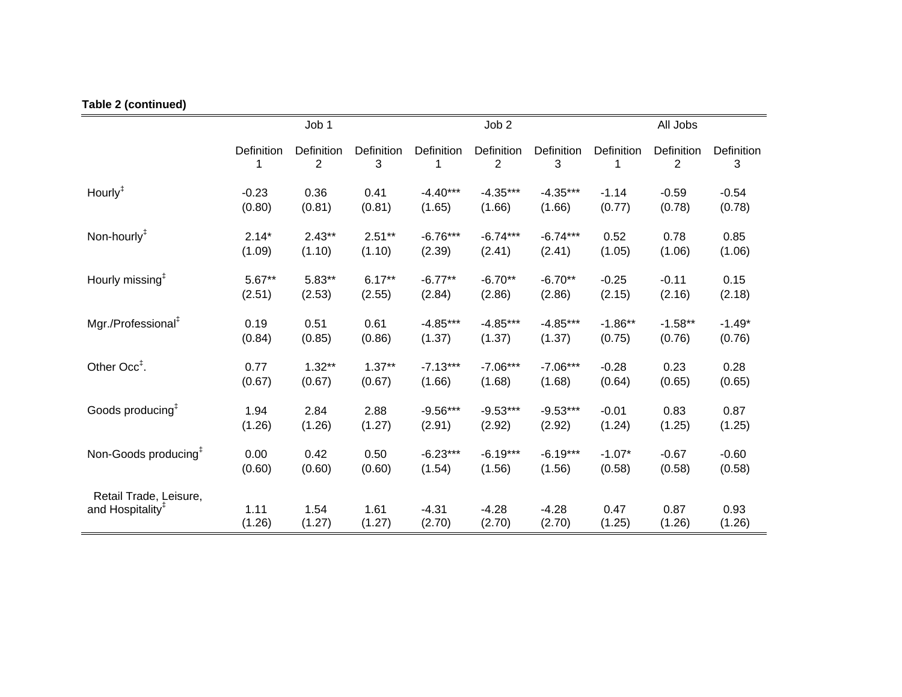**Table 2 (continued)**

| | Job 1 | | | Job 2 | | | All Jobs | | |
|---|---|---|---|---|---|---|---|---|---|
| | Definition 1 | Definition 2 | Definition 3 | Definition 1 | Definition 2 | Definition 3 | Definition 1 | Definition 2 | Definition 3 |
| Hourly‡ | -0.23 | 0.36 | 0.41 | -4.40*** | -4.35*** | -4.35*** | -1.14 | -0.59 | -0.54 |
| | (0.80) | (0.81) | (0.81) | (1.65) | (1.66) | (1.66) | (0.77) | (0.78) | (0.78) |
| Non-hourly‡ | 2.14* | 2.43** | 2.51** | -6.76*** | -6.74*** | -6.74*** | 0.52 | 0.78 | 0.85 |
| | (1.09) | (1.10) | (1.10) | (2.39) | (2.41) | (2.41) | (1.05) | (1.06) | (1.06) |
| Hourly missing‡ | 5.67** | 5.83** | 6.17** | -6.77** | -6.70** | -6.70** | -0.25 | -0.11 | 0.15 |
| | (2.51) | (2.53) | (2.55) | (2.84) | (2.86) | (2.86) | (2.15) | (2.16) | (2.18) |
| Mgr./Professional‡ | 0.19 | 0.51 | 0.61 | -4.85*** | -4.85*** | -4.85*** | -1.86** | -1.58** | -1.49* |
| | (0.84) | (0.85) | (0.86) | (1.37) | (1.37) | (1.37) | (0.75) | (0.76) | (0.76) |
| Other Occ‡. | 0.77 | 1.32** | 1.37** | -7.13*** | -7.06*** | -7.06*** | -0.28 | 0.23 | 0.28 |
| | (0.67) | (0.67) | (0.67) | (1.66) | (1.68) | (1.68) | (0.64) | (0.65) | (0.65) |
| Goods producing‡ | 1.94 | 2.84 | 2.88 | -9.56*** | -9.53*** | -9.53*** | -0.01 | 0.83 | 0.87 |
| | (1.26) | (1.26) | (1.27) | (2.91) | (2.92) | (2.92) | (1.24) | (1.25) | (1.25) |
| Non-Goods producing‡ | 0.00 | 0.42 | 0.50 | -6.23*** | -6.19*** | -6.19*** | -1.07* | -0.67 | -0.60 |
| | (0.60) | (0.60) | (0.60) | (1.54) | (1.56) | (1.56) | (0.58) | (0.58) | (0.58) |
| Retail Trade, Leisure, and Hospitality‡ | 1.11 | 1.54 | 1.61 | -4.31 | -4.28 | -4.28 | 0.47 | 0.87 | 0.93 |
| | (1.26) | (1.27) | (1.27) | (2.70) | (2.70) | (2.70) | (1.25) | (1.26) | (1.26) |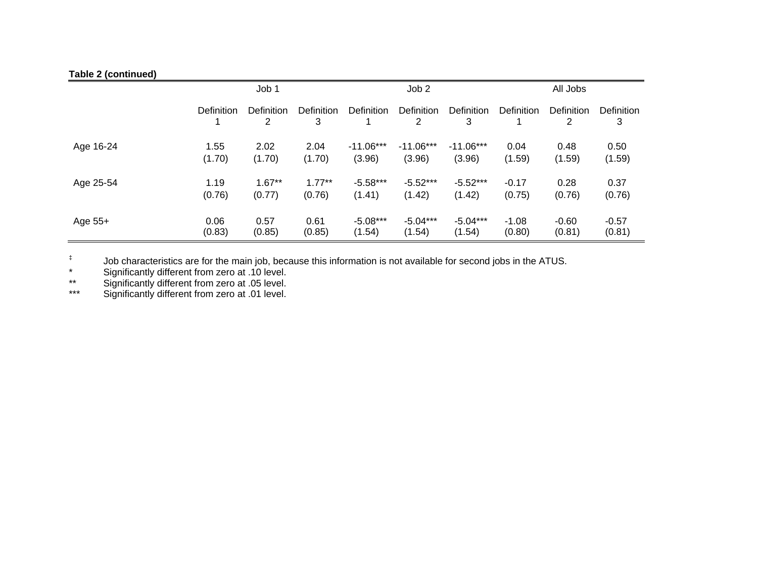**Table 2 (continued)**

| | Job 1 | | | Job 2 | | | All Jobs | | |
|---|---|---|---|---|---|---|---|---|---|
| | Definition 1 | Definition 2 | Definition 3 | Definition 1 | Definition 2 | Definition 3 | Definition 1 | Definition 2 | Definition 3 |
| Age 16-24 | 1.55 | 2.02 | 2.04 | -11.06*** | -11.06*** | -11.06*** | 0.04 | 0.48 | 0.50 |
| | (1.70) | (1.70) | (1.70) | (3.96) | (3.96) | (3.96) | (1.59) | (1.59) | (1.59) |
| Age 25-54 | 1.19 | 1.67** | 1.77** | -5.58*** | -5.52*** | -5.52*** | -0.17 | 0.28 | 0.37 |
| | (0.76) | (0.77) | (0.76) | (1.41) | (1.42) | (1.42) | (0.75) | (0.76) | (0.76) |
| Age 55+ | 0.06 | 0.57 | 0.61 | -5.08*** | -5.04*** | -5.04*** | -1.08 | -0.60 | -0.57 |
| | (0.83) | (0.85) | (0.85) | (1.54) | (1.54) | (1.54) | (0.80) | (0.81) | (0.81) |

‡ Job characteristics are for the main job, because this information is not available for second jobs in the ATUS.

\* Significantly different from zero at .10 level.

** Significantly different from zero at .05 level.

*** Significantly different from zero at .01 level.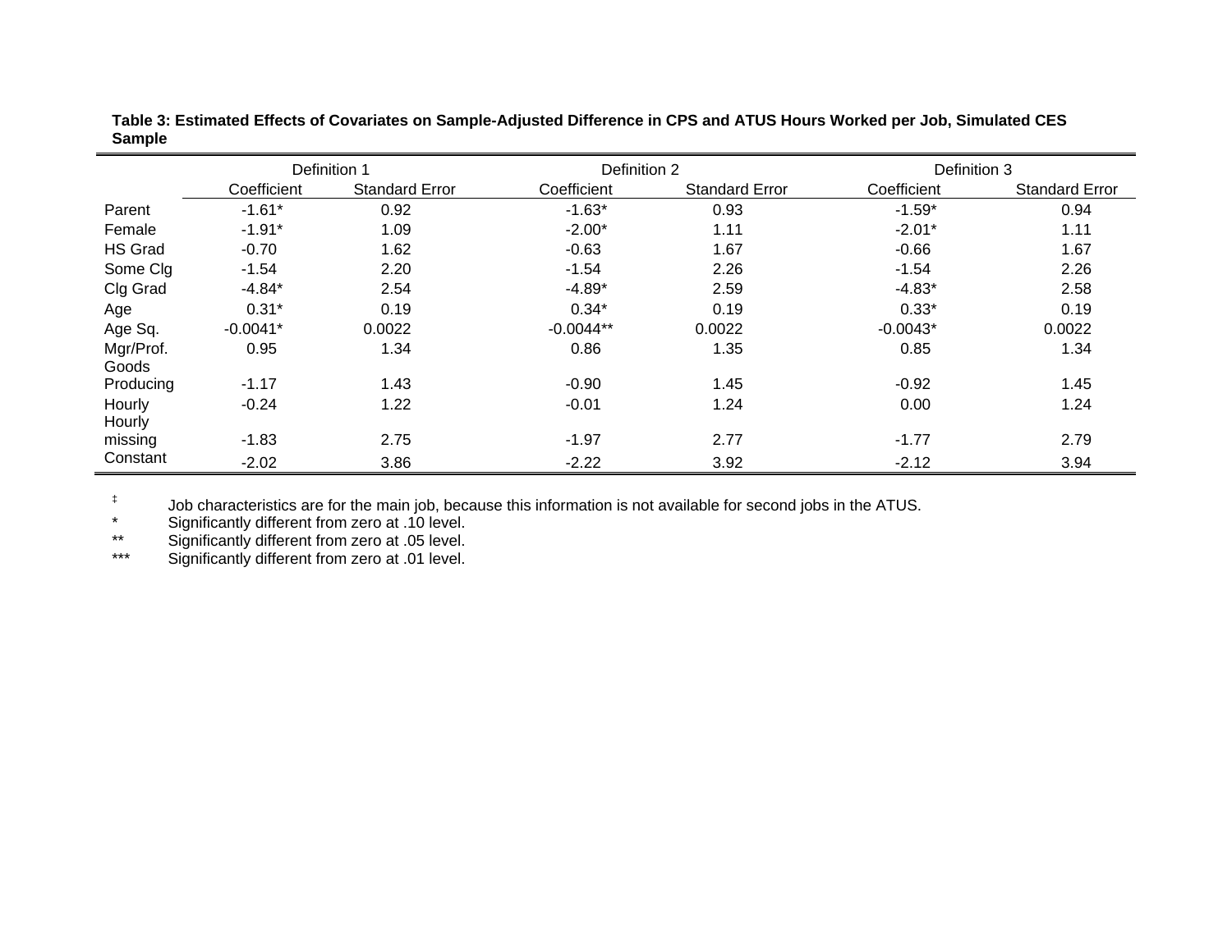**Table 3: Estimated Effects of Covariates on Sample-Adjusted Difference in CPS and ATUS Hours Worked per Job, Simulated CES Sample**

| | Definition 1 | | Definition 2 | | Definition 3 | |
|---|---|---|---|---|---|---|
| | Coefficient | Standard Error | Coefficient | Standard Error | Coefficient | Standard Error |
| Parent | -1.61* | 0.92 | -1.63* | 0.93 | -1.59* | 0.94 |
| Female | -1.91* | 1.09 | -2.00* | 1.11 | -2.01* | 1.11 |
| HS Grad | -0.70 | 1.62 | -0.63 | 1.67 | -0.66 | 1.67 |
| Some Clg | -1.54 | 2.20 | -1.54 | 2.26 | -1.54 | 2.26 |
| Clg Grad | -4.84* | 2.54 | -4.89* | 2.59 | -4.83* | 2.58 |
| Age | 0.31* | 0.19 | 0.34* | 0.19 | 0.33* | 0.19 |
| Age Sq. | -0.0041* | 0.0022 | -0.0044** | 0.0022 | -0.0043* | 0.0022 |
| Mgr/Prof. | 0.95 | 1.34 | 0.86 | 1.35 | 0.85 | 1.34 |
| Goods Producing | -1.17 | 1.43 | -0.90 | 1.45 | -0.92 | 1.45 |
| Hourly | -0.24 | 1.22 | -0.01 | 1.24 | 0.00 | 1.24 |
| Hourly missing | -1.83 | 2.75 | -1.97 | 2.77 | -1.77 | 2.79 |
| Constant | -2.02 | 3.86 | -2.22 | 3.92 | -2.12 | 3.94 |

‡ Job characteristics are for the main job, because this information is not available for second jobs in the ATUS.

* Significantly different from zero at .10 level.

** Significantly different from zero at .05 level.

*** Significantly different from zero at .01 level.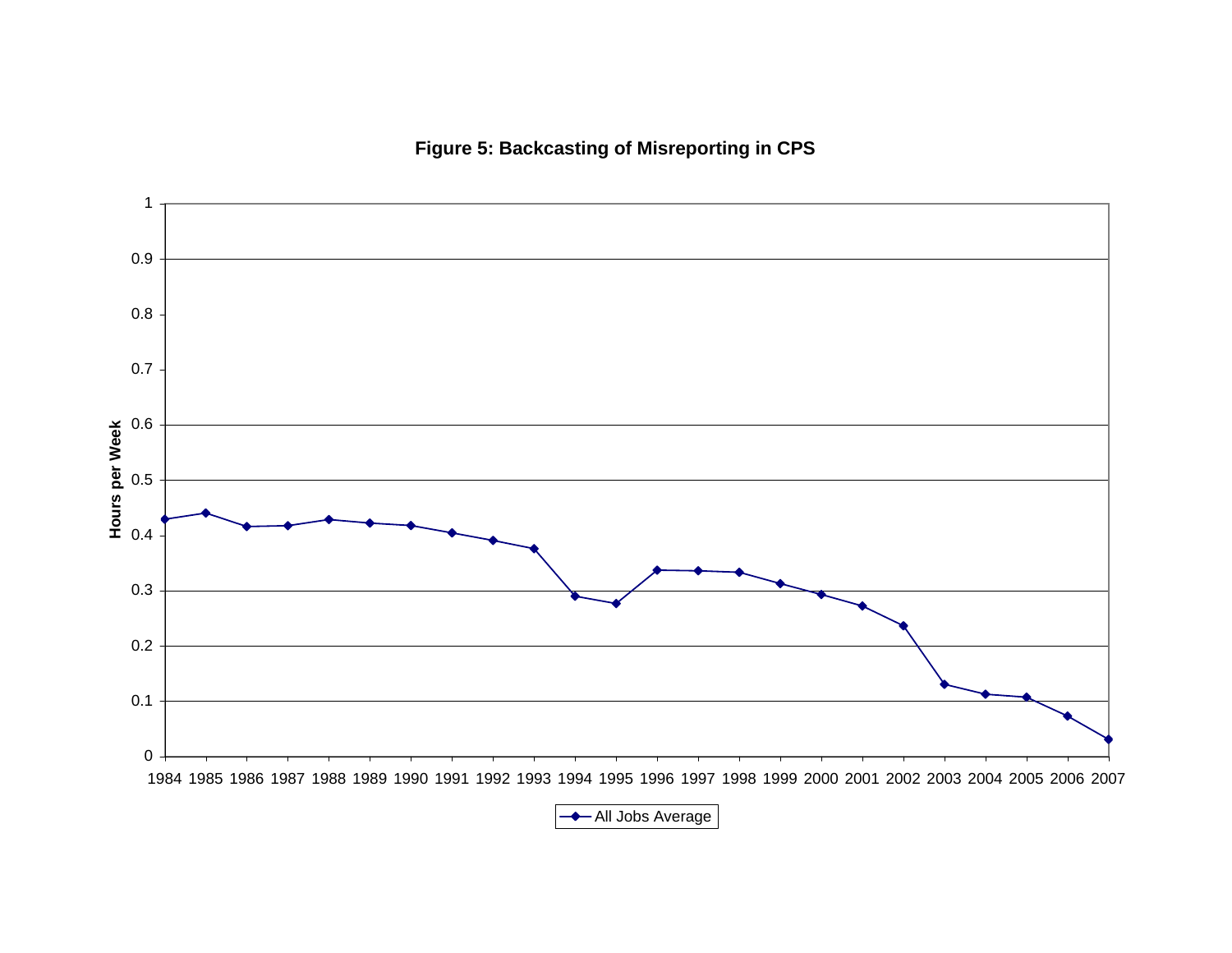**Figure 5: Backcasting of Misreporting in CPS**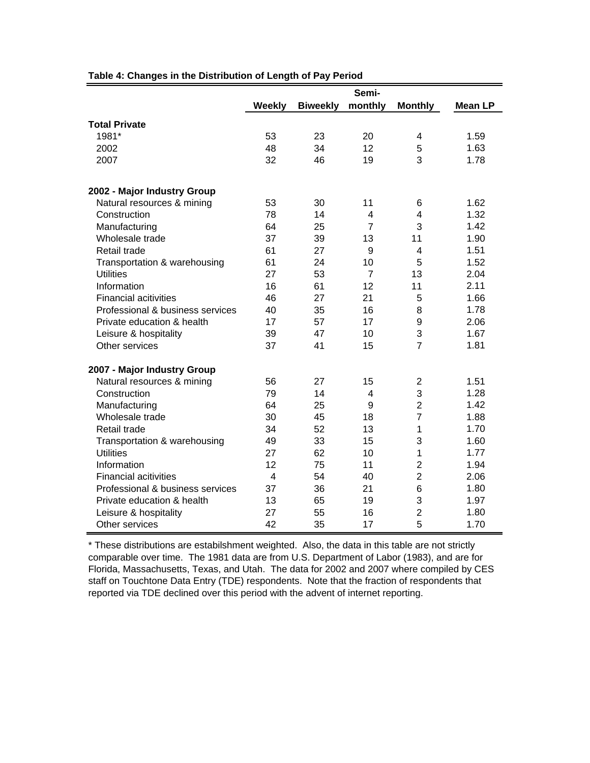**Table 4: Changes in the Distribution of Length of Pay Period**

| | Weekly | Biweekly | Semi-monthly | Monthly | Mean LP |
|---|---|---|---|---|---|
| **Total Private** | | | | | |
| 1981* | 53 | 23 | 20 | 4 | 1.59 |
| 2002 | 48 | 34 | 12 | 5 | 1.63 |
| 2007 | 32 | 46 | 19 | 3 | 1.78 |
| | | | | | |
| **2002 - Major Industry Group** | | | | | |
| Natural resources & mining | 53 | 30 | 11 | 6 | 1.62 |
| Construction | 78 | 14 | 4 | 4 | 1.32 |
| Manufacturing | 64 | 25 | 7 | 3 | 1.42 |
| Wholesale trade | 37 | 39 | 13 | 11 | 1.90 |
| Retail trade | 61 | 27 | 9 | 4 | 1.51 |
| Transportation & warehousing | 61 | 24 | 10 | 5 | 1.52 |
| Utilities | 27 | 53 | 7 | 13 | 2.04 |
| Information | 16 | 61 | 12 | 11 | 2.11 |
| Financial acitivities | 46 | 27 | 21 | 5 | 1.66 |
| Professional & business services | 40 | 35 | 16 | 8 | 1.78 |
| Private education & health | 17 | 57 | 17 | 9 | 2.06 |
| Leisure & hospitality | 39 | 47 | 10 | 3 | 1.67 |
| Other services | 37 | 41 | 15 | 7 | 1.81 |
| | | | | | |
| **2007 - Major Industry Group** | | | | | |
| Natural resources & mining | 56 | 27 | 15 | 2 | 1.51 |
| Construction | 79 | 14 | 4 | 3 | 1.28 |
| Manufacturing | 64 | 25 | 9 | 2 | 1.42 |
| Wholesale trade | 30 | 45 | 18 | 7 | 1.88 |
| Retail trade | 34 | 52 | 13 | 1 | 1.70 |
| Transportation & warehousing | 49 | 33 | 15 | 3 | 1.60 |
| Utilities | 27 | 62 | 10 | 1 | 1.77 |
| Information | 12 | 75 | 11 | 2 | 1.94 |
| Financial acitivities | 4 | 54 | 40 | 2 | 2.06 |
| Professional & business services | 37 | 36 | 21 | 6 | 1.80 |
| Private education & health | 13 | 65 | 19 | 3 | 1.97 |
| Leisure & hospitality | 27 | 55 | 16 | 2 | 1.80 |
| Other services | 42 | 35 | 17 | 5 | 1.70 |

* These distributions are estabilshment weighted. Also, the data in this table are not strictly comparable over time. The 1981 data are from U.S. Department of Labor (1983), and are for Florida, Massachusetts, Texas, and Utah. The data for 2002 and 2007 where compiled by CES staff on Touchtone Data Entry (TDE) respondents. Note that the fraction of respondents that reported via TDE declined over this period with the advent of internet reporting.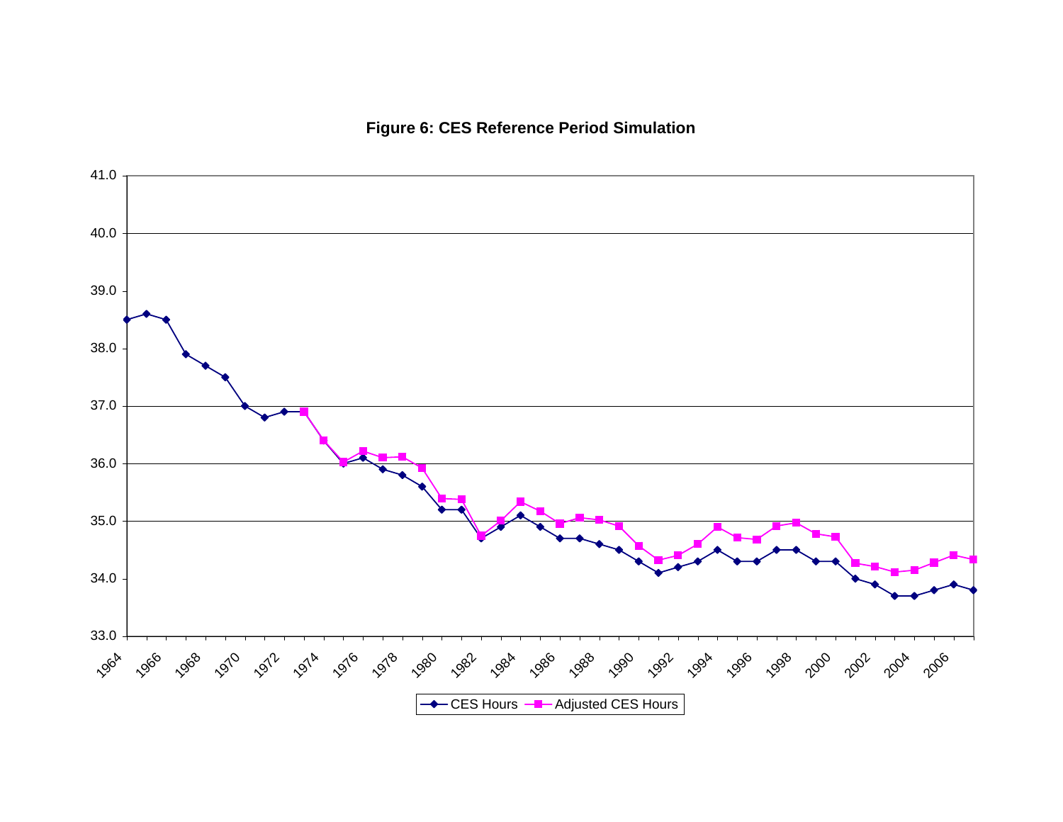**Figure 6: CES Reference Period Simulation**

| Year | CES Hours | Adjusted CES Hours |
|---|---|---|
| 1964 | 38.5 | |
| 1965 | 38.6 | |
| 1966 | 38.5 | |
| 1967 | 37.9 | |
| 1968 | 37.7 | |
| 1969 | 37.5 | |
| 1970 | 37.0 | |
| 1971 | 36.8 | |
| 1972 | 36.9 | |
| 1973 | 36.9 | 36.9 |
| 1974 | 36.4 | 36.4 |
| 1975 | 36.0 | 36.0 |
| 1976 | 36.1 | 36.2 |
| 1977 | 35.9 | 36.1 |
| 1978 | 35.8 | 36.1 |
| 1979 | 35.6 | 35.9 |
| 1980 | 35.2 | 35.4 |
| 1981 | 35.2 | 35.4 |
| 1982 | 34.7 | 34.8 |
| 1983 | 34.9 | 35.0 |
| 1984 | 35.1 | 35.3 |
| 1985 | 34.9 | 35.2 |
| 1986 | 34.7 | 35.0 |
| 1987 | 34.7 | 35.1 |
| 1988 | 34.6 | 35.0 |
| 1989 | 34.5 | 34.9 |
| 1990 | 34.3 | 34.6 |
| 1991 | 34.1 | 34.3 |
| 1992 | 34.2 | 34.4 |
| 1993 | 34.3 | 34.6 |
| 1994 | 34.5 | 34.9 |
| 1995 | 34.3 | 34.7 |
| 1996 | 34.3 | 34.7 |
| 1997 | 34.5 | 34.9 |
| 1998 | 34.5 | 35.0 |
| 1999 | 34.3 | 34.8 |
| 2000 | 34.3 | 34.7 |
| 2001 | 34.0 | 34.3 |
| 2002 | 33.9 | 34.2 |
| 2003 | 33.7 | 34.1 |
| 2004 | 33.7 | 34.2 |
| 2005 | 33.8 | 34.3 |
| 2006 | 33.9 | 34.4 |
| 2007 | 33.8 | 34.3 |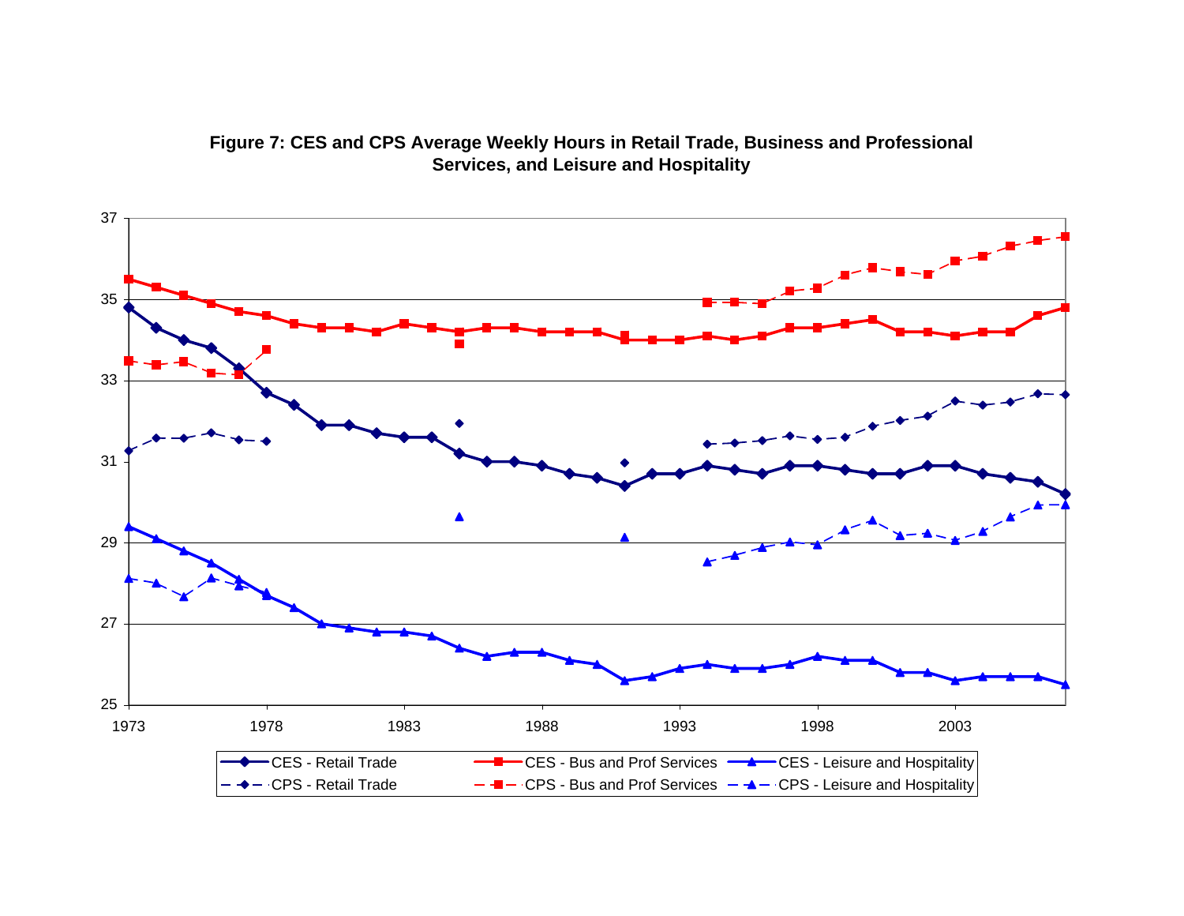**Figure 7: CES and CPS Average Weekly Hours in Retail Trade, Business and Professional Services, and Leisure and Hospitality**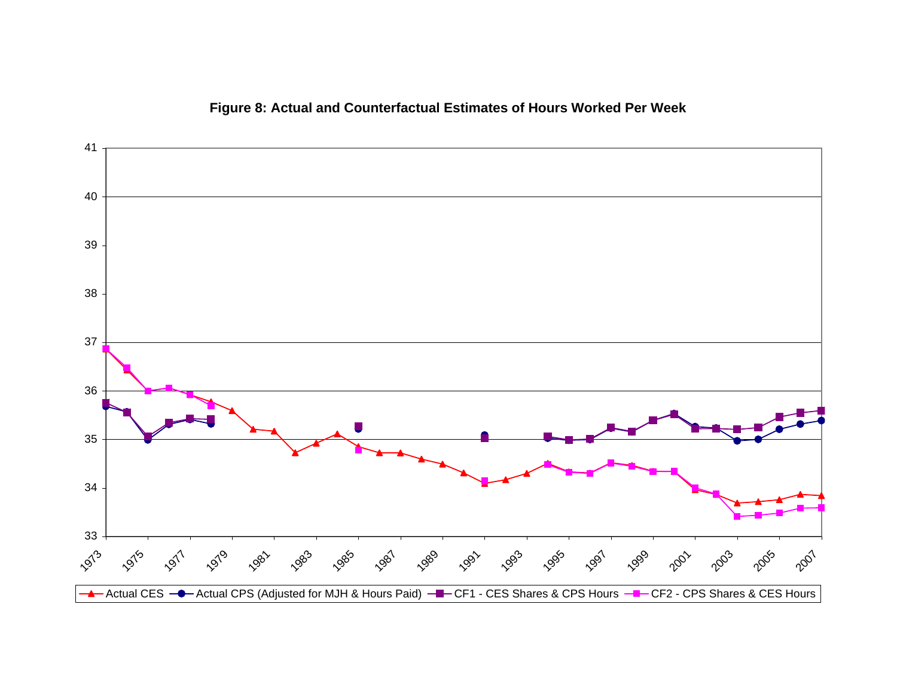**Figure 8: Actual and Counterfactual Estimates of Hours Worked Per Week**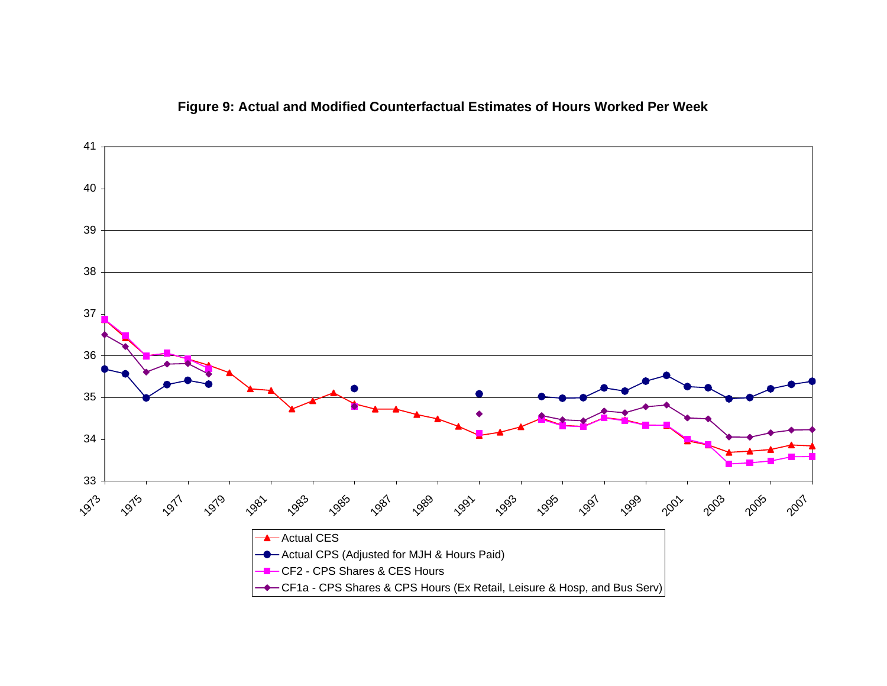**Figure 9: Actual and Modified Counterfactual Estimates of Hours Worked Per Week**

41
40
39
38
37
36
35
34
33

1973
1975
1977
1979
1981
1983
1985
1987
1989
1991
1993
1995
1997
1999
2001
2003
2005
2007

Actual CES
Actual CPS (Adjusted for MJH & Hours Paid)
CF2 - CPS Shares & CES Hours
CF1a - CPS Shares & CPS Hours (Ex Retail, Leisure & Hosp, and Bus Serv)